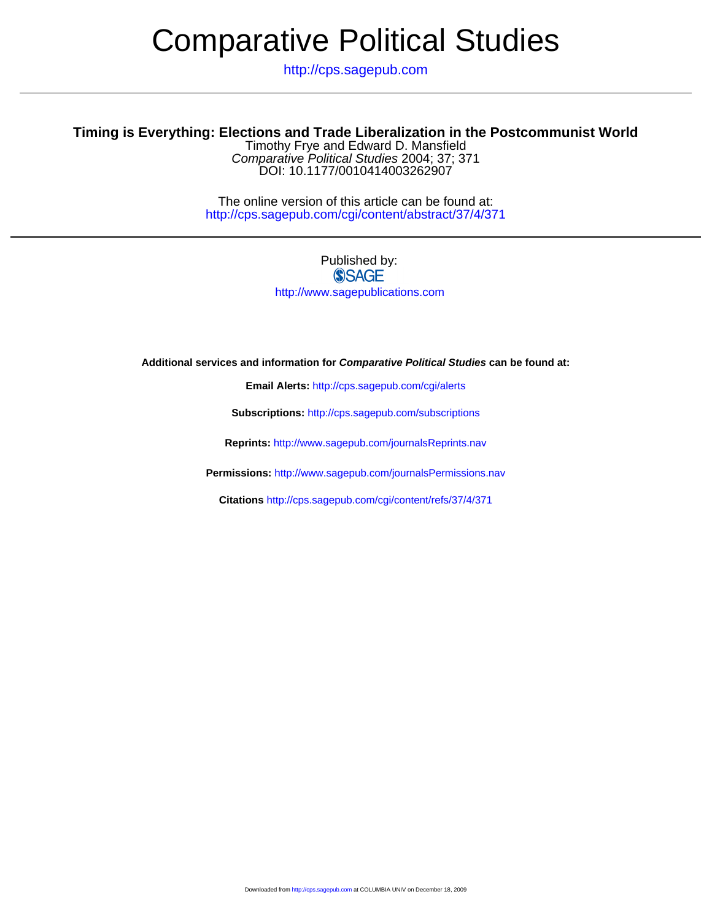# Comparative Political Studies

http://cps.sagepub.com

## Timing is Everything: Elections and Trade Liberalization in the Postcommunist World

Timothy Frye and Edward D. Mansfield
*Comparative Political Studies* 2004; 37; 371
DOI: 10.1177/0010414003262907

The online version of this article can be found at:
http://cps.sagepub.com/cgi/content/abstract/37/4/371

Published by:
SAGE
http://www.sagepublications.com

**Additional services and information for *Comparative Political Studies* can be found at:**

**Email Alerts:** http://cps.sagepub.com/cgi/alerts

**Subscriptions:** http://cps.sagepub.com/subscriptions

**Reprints:** http://www.sagepub.com/journalsReprints.nav

**Permissions:** http://www.sagepub.com/journalsPermissions.nav

**Citations** http://cps.sagepub.com/cgi/content/refs/37/4/371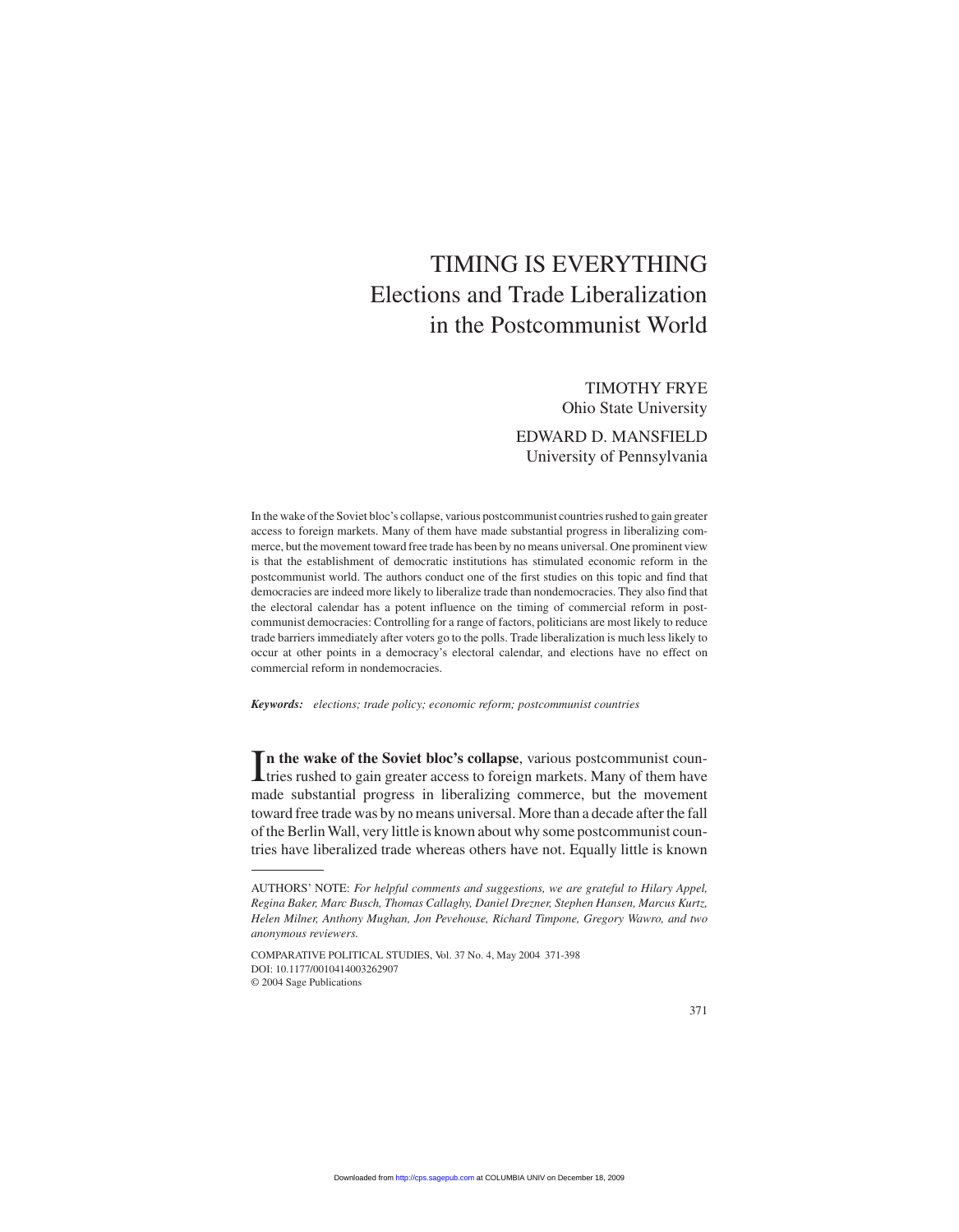# TIMING IS EVERYTHING

## Elections and Trade Liberalization in the Postcommunist World

TIMOTHY FRYE
Ohio State University

EDWARD D. MANSFIELD
University of Pennsylvania

In the wake of the Soviet bloc's collapse, various postcommunist countries rushed to gain greater access to foreign markets. Many of them have made substantial progress in liberalizing commerce, but the movement toward free trade has been by no means universal. One prominent view is that the establishment of democratic institutions has stimulated economic reform in the postcommunist world. The authors conduct one of the first studies on this topic and find that democracies are indeed more likely to liberalize trade than nondemocracies. They also find that the electoral calendar has a potent influence on the timing of commercial reform in postcommunist democracies: Controlling for a range of factors, politicians are most likely to reduce trade barriers immediately after voters go to the polls. Trade liberalization is much less likely to occur at other points in a democracy's electoral calendar, and elections have no effect on commercial reform in nondemocracies.

***Keywords:*** *elections; trade policy; economic reform; postcommunist countries*

**In the wake of the Soviet bloc's collapse**, various postcommunist countries rushed to gain greater access to foreign markets. Many of them have made substantial progress in liberalizing commerce, but the movement toward free trade was by no means universal. More than a decade after the fall of the Berlin Wall, very little is known about why some postcommunist countries have liberalized trade whereas others have not. Equally little is known

AUTHORS' NOTE: *For helpful comments and suggestions, we are grateful to Hilary Appel, Regina Baker, Marc Busch, Thomas Callaghy, Daniel Drezner, Stephen Hansen, Marcus Kurtz, Helen Milner, Anthony Mughan, Jon Pevehouse, Richard Timpone, Gregory Wawro, and two anonymous reviewers.*

COMPARATIVE POLITICAL STUDIES, Vol. 37 No. 4, May 2004 371-398
DOI: 10.1177/0010414003262907
© 2004 Sage Publications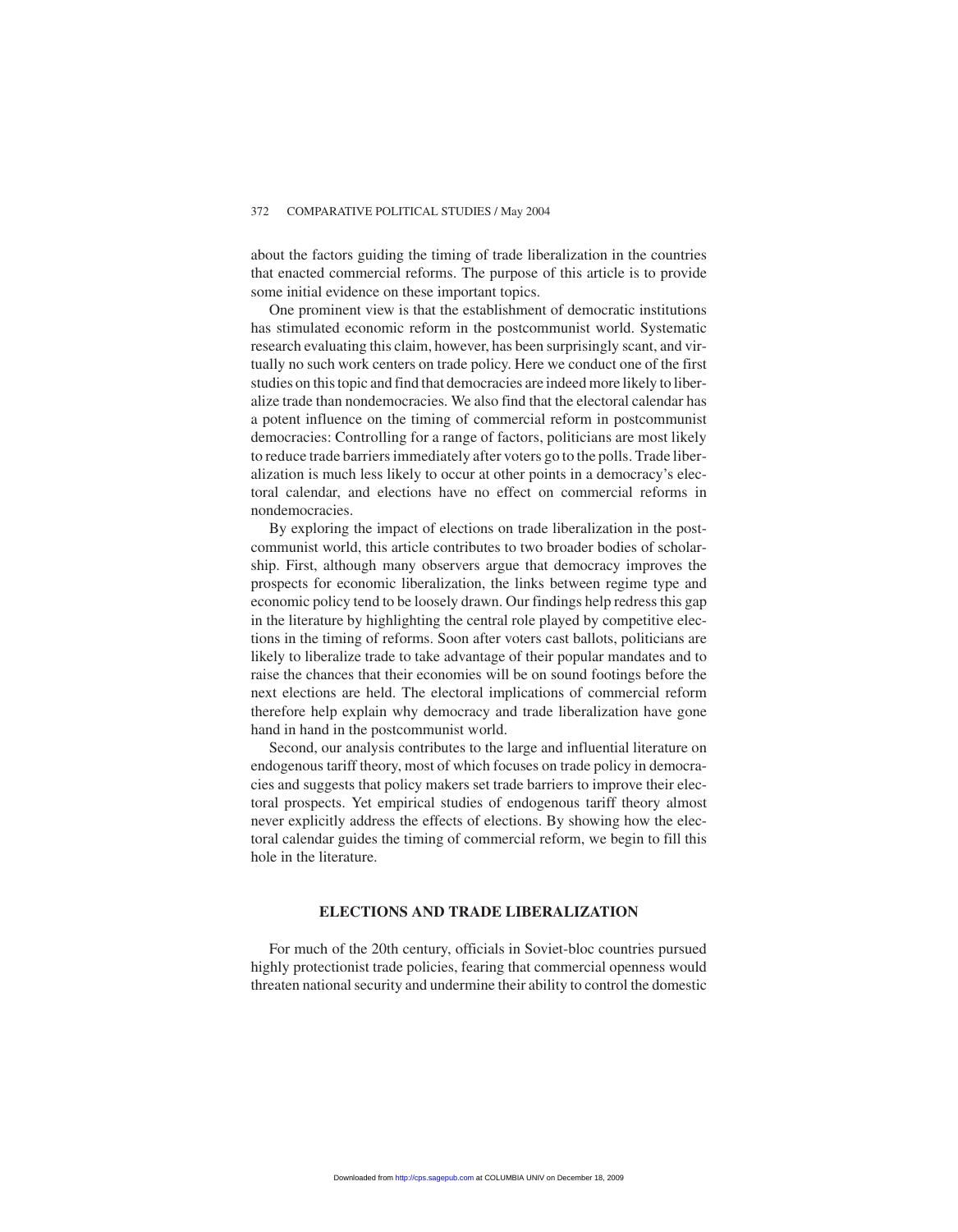about the factors guiding the timing of trade liberalization in the countries that enacted commercial reforms. The purpose of this article is to provide some initial evidence on these important topics.

One prominent view is that the establishment of democratic institutions has stimulated economic reform in the postcommunist world. Systematic research evaluating this claim, however, has been surprisingly scant, and virtually no such work centers on trade policy. Here we conduct one of the first studies on this topic and find that democracies are indeed more likely to liberalize trade than nondemocracies. We also find that the electoral calendar has a potent influence on the timing of commercial reform in postcommunist democracies: Controlling for a range of factors, politicians are most likely to reduce trade barriers immediately after voters go to the polls. Trade liberalization is much less likely to occur at other points in a democracy's electoral calendar, and elections have no effect on commercial reforms in nondemocracies.

By exploring the impact of elections on trade liberalization in the postcommunist world, this article contributes to two broader bodies of scholarship. First, although many observers argue that democracy improves the prospects for economic liberalization, the links between regime type and economic policy tend to be loosely drawn. Our findings help redress this gap in the literature by highlighting the central role played by competitive elections in the timing of reforms. Soon after voters cast ballots, politicians are likely to liberalize trade to take advantage of their popular mandates and to raise the chances that their economies will be on sound footings before the next elections are held. The electoral implications of commercial reform therefore help explain why democracy and trade liberalization have gone hand in hand in the postcommunist world.

Second, our analysis contributes to the large and influential literature on endogenous tariff theory, most of which focuses on trade policy in democracies and suggests that policy makers set trade barriers to improve their electoral prospects. Yet empirical studies of endogenous tariff theory almost never explicitly address the effects of elections. By showing how the electoral calendar guides the timing of commercial reform, we begin to fill this hole in the literature.

## ELECTIONS AND TRADE LIBERALIZATION

For much of the 20th century, officials in Soviet-bloc countries pursued highly protectionist trade policies, fearing that commercial openness would threaten national security and undermine their ability to control the domestic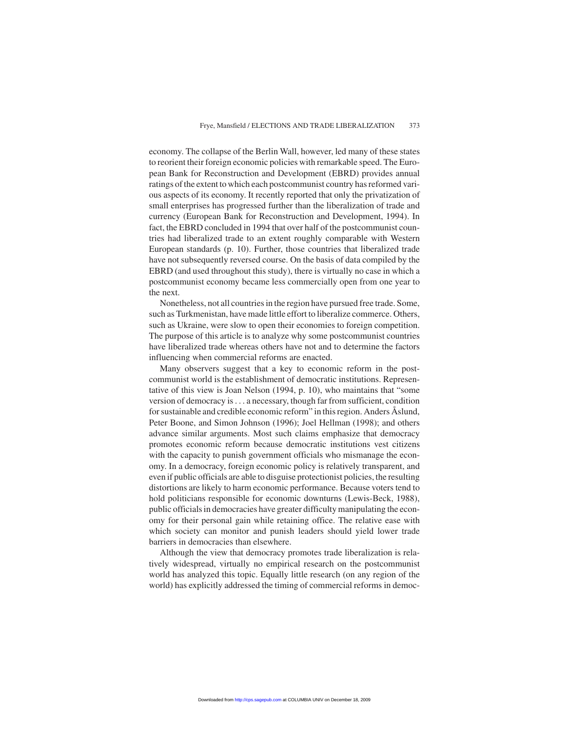economy. The collapse of the Berlin Wall, however, led many of these states to reorient their foreign economic policies with remarkable speed. The European Bank for Reconstruction and Development (EBRD) provides annual ratings of the extent to which each postcommunist country has reformed various aspects of its economy. It recently reported that only the privatization of small enterprises has progressed further than the liberalization of trade and currency (European Bank for Reconstruction and Development, 1994). In fact, the EBRD concluded in 1994 that over half of the postcommunist countries had liberalized trade to an extent roughly comparable with Western European standards (p. 10). Further, those countries that liberalized trade have not subsequently reversed course. On the basis of data compiled by the EBRD (and used throughout this study), there is virtually no case in which a postcommunist economy became less commercially open from one year to the next.

Nonetheless, not all countries in the region have pursued free trade. Some, such as Turkmenistan, have made little effort to liberalize commerce. Others, such as Ukraine, were slow to open their economies to foreign competition. The purpose of this article is to analyze why some postcommunist countries have liberalized trade whereas others have not and to determine the factors influencing when commercial reforms are enacted.

Many observers suggest that a key to economic reform in the postcommunist world is the establishment of democratic institutions. Representative of this view is Joan Nelson (1994, p. 10), who maintains that "some version of democracy is . . . a necessary, though far from sufficient, condition for sustainable and credible economic reform" in this region. Anders Åslund, Peter Boone, and Simon Johnson (1996); Joel Hellman (1998); and others advance similar arguments. Most such claims emphasize that democracy promotes economic reform because democratic institutions vest citizens with the capacity to punish government officials who mismanage the economy. In a democracy, foreign economic policy is relatively transparent, and even if public officials are able to disguise protectionist policies, the resulting distortions are likely to harm economic performance. Because voters tend to hold politicians responsible for economic downturns (Lewis-Beck, 1988), public officials in democracies have greater difficulty manipulating the economy for their personal gain while retaining office. The relative ease with which society can monitor and punish leaders should yield lower trade barriers in democracies than elsewhere.

Although the view that democracy promotes trade liberalization is relatively widespread, virtually no empirical research on the postcommunist world has analyzed this topic. Equally little research (on any region of the world) has explicitly addressed the timing of commercial reforms in democ-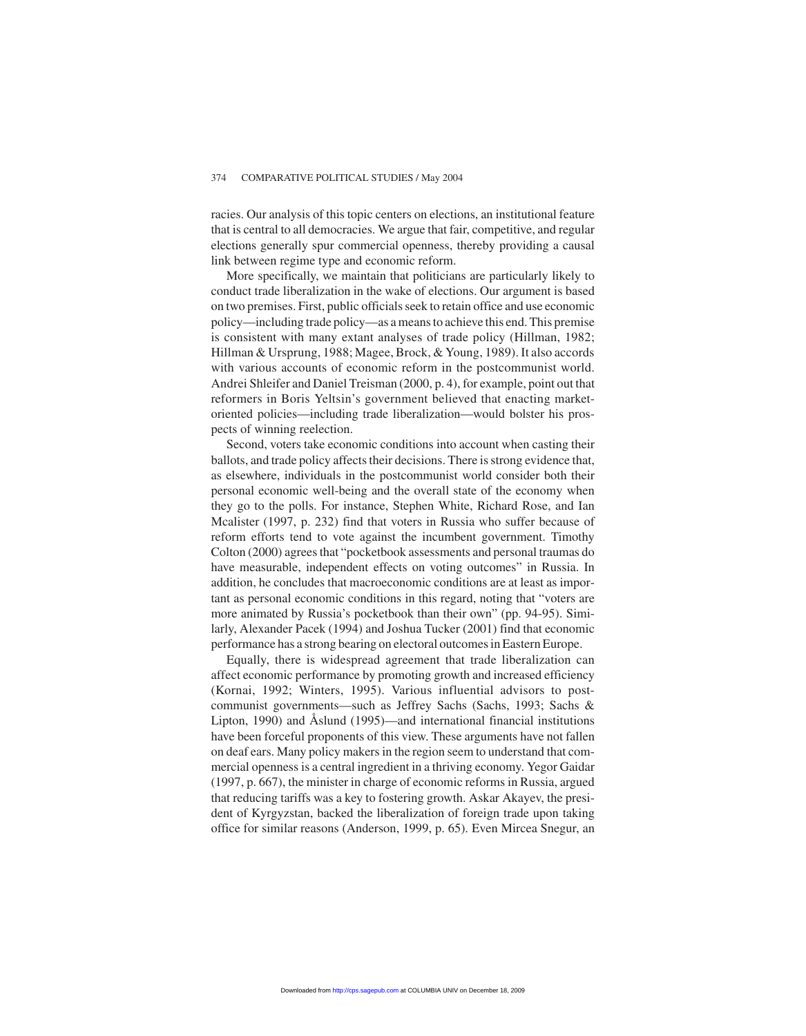racies. Our analysis of this topic centers on elections, an institutional feature that is central to all democracies. We argue that fair, competitive, and regular elections generally spur commercial openness, thereby providing a causal link between regime type and economic reform.

More specifically, we maintain that politicians are particularly likely to conduct trade liberalization in the wake of elections. Our argument is based on two premises. First, public officials seek to retain office and use economic policy—including trade policy—as a means to achieve this end. This premise is consistent with many extant analyses of trade policy (Hillman, 1982; Hillman & Ursprung, 1988; Magee, Brock, & Young, 1989). It also accords with various accounts of economic reform in the postcommunist world. Andrei Shleifer and Daniel Treisman (2000, p. 4), for example, point out that reformers in Boris Yeltsin's government believed that enacting market-oriented policies—including trade liberalization—would bolster his prospects of winning reelection.

Second, voters take economic conditions into account when casting their ballots, and trade policy affects their decisions. There is strong evidence that, as elsewhere, individuals in the postcommunist world consider both their personal economic well-being and the overall state of the economy when they go to the polls. For instance, Stephen White, Richard Rose, and Ian Mcalister (1997, p. 232) find that voters in Russia who suffer because of reform efforts tend to vote against the incumbent government. Timothy Colton (2000) agrees that "pocketbook assessments and personal traumas do have measurable, independent effects on voting outcomes" in Russia. In addition, he concludes that macroeconomic conditions are at least as important as personal economic conditions in this regard, noting that "voters are more animated by Russia's pocketbook than their own" (pp. 94-95). Similarly, Alexander Pacek (1994) and Joshua Tucker (2001) find that economic performance has a strong bearing on electoral outcomes in Eastern Europe.

Equally, there is widespread agreement that trade liberalization can affect economic performance by promoting growth and increased efficiency (Kornai, 1992; Winters, 1995). Various influential advisors to postcommunist governments—such as Jeffrey Sachs (Sachs, 1993; Sachs & Lipton, 1990) and Åslund (1995)—and international financial institutions have been forceful proponents of this view. These arguments have not fallen on deaf ears. Many policy makers in the region seem to understand that commercial openness is a central ingredient in a thriving economy. Yegor Gaidar (1997, p. 667), the minister in charge of economic reforms in Russia, argued that reducing tariffs was a key to fostering growth. Askar Akayev, the president of Kyrgyzstan, backed the liberalization of foreign trade upon taking office for similar reasons (Anderson, 1999, p. 65). Even Mircea Snegur, an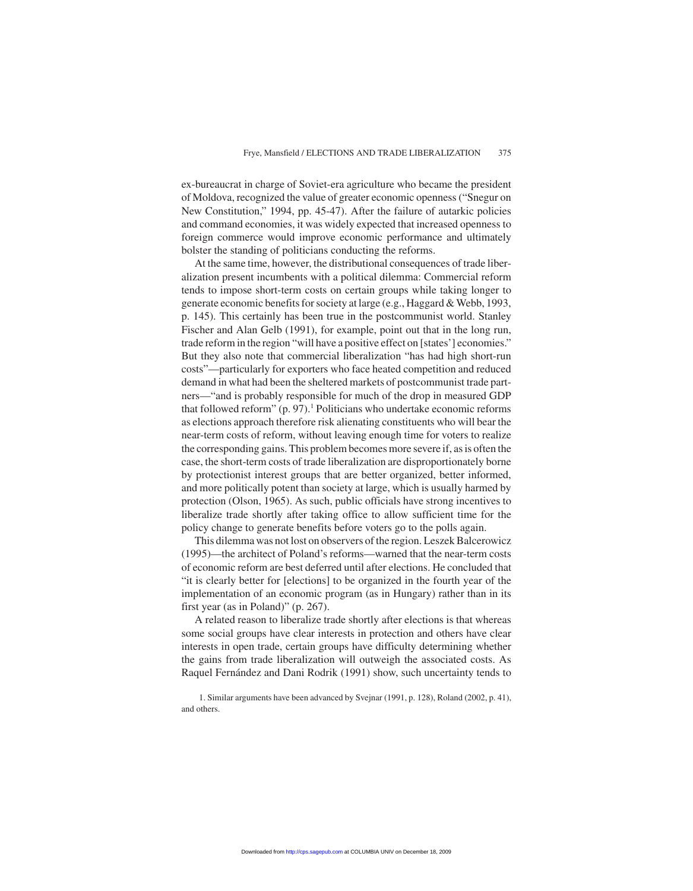ex-bureaucrat in charge of Soviet-era agriculture who became the president of Moldova, recognized the value of greater economic openness ("Snegur on New Constitution," 1994, pp. 45-47). After the failure of autarkic policies and command economies, it was widely expected that increased openness to foreign commerce would improve economic performance and ultimately bolster the standing of politicians conducting the reforms.

At the same time, however, the distributional consequences of trade liberalization present incumbents with a political dilemma: Commercial reform tends to impose short-term costs on certain groups while taking longer to generate economic benefits for society at large (e.g., Haggard & Webb, 1993, p. 145). This certainly has been true in the postcommunist world. Stanley Fischer and Alan Gelb (1991), for example, point out that in the long run, trade reform in the region "will have a positive effect on [states'] economies." But they also note that commercial liberalization "has had high short-run costs"—particularly for exporters who face heated competition and reduced demand in what had been the sheltered markets of postcommunist trade partners—"and is probably responsible for much of the drop in measured GDP that followed reform" (p. 97).[1] Politicians who undertake economic reforms as elections approach therefore risk alienating constituents who will bear the near-term costs of reform, without leaving enough time for voters to realize the corresponding gains. This problem becomes more severe if, as is often the case, the short-term costs of trade liberalization are disproportionately borne by protectionist interest groups that are better organized, better informed, and more politically potent than society at large, which is usually harmed by protection (Olson, 1965). As such, public officials have strong incentives to liberalize trade shortly after taking office to allow sufficient time for the policy change to generate benefits before voters go to the polls again.

This dilemma was not lost on observers of the region. Leszek Balcerowicz (1995)—the architect of Poland's reforms—warned that the near-term costs of economic reform are best deferred until after elections. He concluded that "it is clearly better for [elections] to be organized in the fourth year of the implementation of an economic program (as in Hungary) rather than in its first year (as in Poland)" (p. 267).

A related reason to liberalize trade shortly after elections is that whereas some social groups have clear interests in protection and others have clear interests in open trade, certain groups have difficulty determining whether the gains from trade liberalization will outweigh the associated costs. As Raquel Fernández and Dani Rodrik (1991) show, such uncertainty tends to

1. Similar arguments have been advanced by Svejnar (1991, p. 128), Roland (2002, p. 41), and others.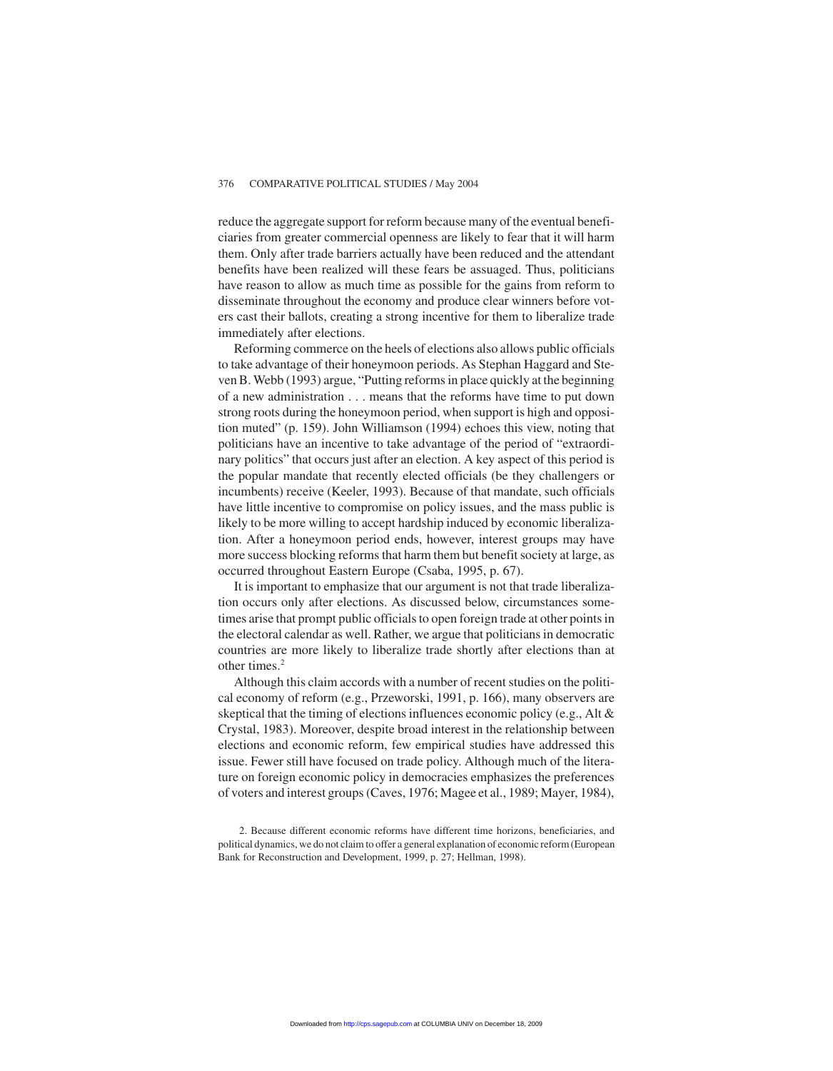reduce the aggregate support for reform because many of the eventual beneficiaries from greater commercial openness are likely to fear that it will harm them. Only after trade barriers actually have been reduced and the attendant benefits have been realized will these fears be assuaged. Thus, politicians have reason to allow as much time as possible for the gains from reform to disseminate throughout the economy and produce clear winners before voters cast their ballots, creating a strong incentive for them to liberalize trade immediately after elections.

Reforming commerce on the heels of elections also allows public officials to take advantage of their honeymoon periods. As Stephan Haggard and Steven B. Webb (1993) argue, "Putting reforms in place quickly at the beginning of a new administration . . . means that the reforms have time to put down strong roots during the honeymoon period, when support is high and opposition muted" (p. 159). John Williamson (1994) echoes this view, noting that politicians have an incentive to take advantage of the period of "extraordinary politics" that occurs just after an election. A key aspect of this period is the popular mandate that recently elected officials (be they challengers or incumbents) receive (Keeler, 1993). Because of that mandate, such officials have little incentive to compromise on policy issues, and the mass public is likely to be more willing to accept hardship induced by economic liberalization. After a honeymoon period ends, however, interest groups may have more success blocking reforms that harm them but benefit society at large, as occurred throughout Eastern Europe (Csaba, 1995, p. 67).

It is important to emphasize that our argument is not that trade liberalization occurs only after elections. As discussed below, circumstances sometimes arise that prompt public officials to open foreign trade at other points in the electoral calendar as well. Rather, we argue that politicians in democratic countries are more likely to liberalize trade shortly after elections than at other times.[2]

Although this claim accords with a number of recent studies on the political economy of reform (e.g., Przeworski, 1991, p. 166), many observers are skeptical that the timing of elections influences economic policy (e.g., Alt & Crystal, 1983). Moreover, despite broad interest in the relationship between elections and economic reform, few empirical studies have addressed this issue. Fewer still have focused on trade policy. Although much of the literature on foreign economic policy in democracies emphasizes the preferences of voters and interest groups (Caves, 1976; Magee et al., 1989; Mayer, 1984),

2. Because different economic reforms have different time horizons, beneficiaries, and political dynamics, we do not claim to offer a general explanation of economic reform (European Bank for Reconstruction and Development, 1999, p. 27; Hellman, 1998).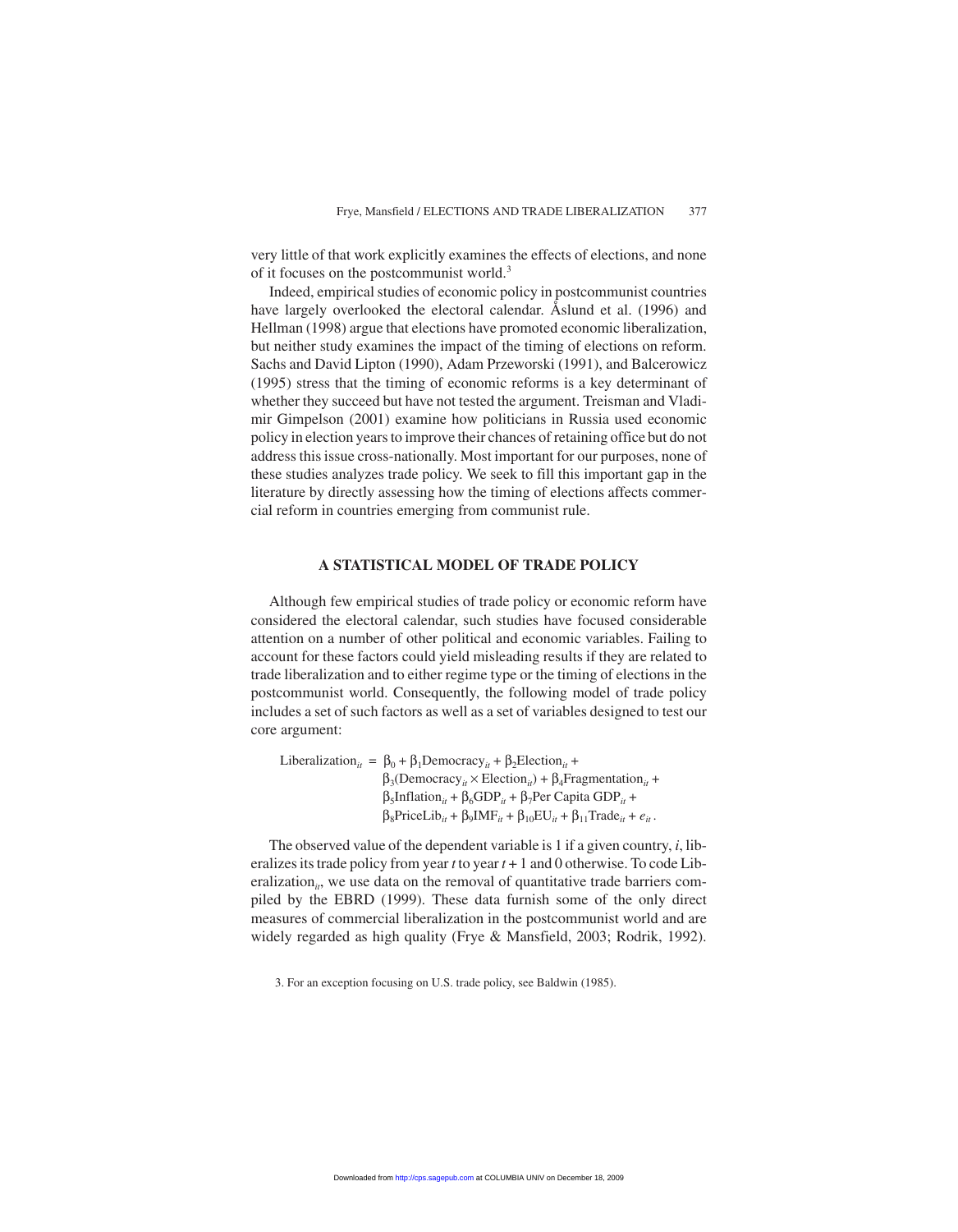very little of that work explicitly examines the effects of elections, and none of it focuses on the postcommunist world.[3]

Indeed, empirical studies of economic policy in postcommunist countries have largely overlooked the electoral calendar. Åslund et al. (1996) and Hellman (1998) argue that elections have promoted economic liberalization, but neither study examines the impact of the timing of elections on reform. Sachs and David Lipton (1990), Adam Przeworski (1991), and Balcerowicz (1995) stress that the timing of economic reforms is a key determinant of whether they succeed but have not tested the argument. Treisman and Vladimir Gimpelson (2001) examine how politicians in Russia used economic policy in election years to improve their chances of retaining office but do not address this issue cross-nationally. Most important for our purposes, none of these studies analyzes trade policy. We seek to fill this important gap in the literature by directly assessing how the timing of elections affects commercial reform in countries emerging from communist rule.

## A STATISTICAL MODEL OF TRADE POLICY

Although few empirical studies of trade policy or economic reform have considered the electoral calendar, such studies have focused considerable attention on a number of other political and economic variables. Failing to account for these factors could yield misleading results if they are related to trade liberalization and to either regime type or the timing of elections in the postcommunist world. Consequently, the following model of trade policy includes a set of such factors as well as a set of variables designed to test our core argument:

$$\begin{aligned}\text{Liberalization}_{it} = \; & \beta_0 + \beta_1\text{Democracy}_{it} + \beta_2\text{Election}_{it} + \\ & \beta_3(\text{Democracy}_{it} \times \text{Election}_{it}) + \beta_4\text{Fragmentation}_{it} + \\ & \beta_5\text{Inflation}_{it} + \beta_6\text{GDP}_{it} + \beta_7\text{Per Capita GDP}_{it} + \\ & \beta_8\text{PriceLib}_{it} + \beta_9\text{IMF}_{it} + \beta_{10}\text{EU}_{it} + \beta_{11}\text{Trade}_{it} + e_{it}.\end{aligned}$$

The observed value of the dependent variable is 1 if a given country, *i*, liberalizes its trade policy from year *t* to year *t* + 1 and 0 otherwise. To code Liberalization$_{it}$, we use data on the removal of quantitative trade barriers compiled by the EBRD (1999). These data furnish some of the only direct measures of commercial liberalization in the postcommunist world and are widely regarded as high quality (Frye & Mansfield, 2003; Rodrik, 1992).

3. For an exception focusing on U.S. trade policy, see Baldwin (1985).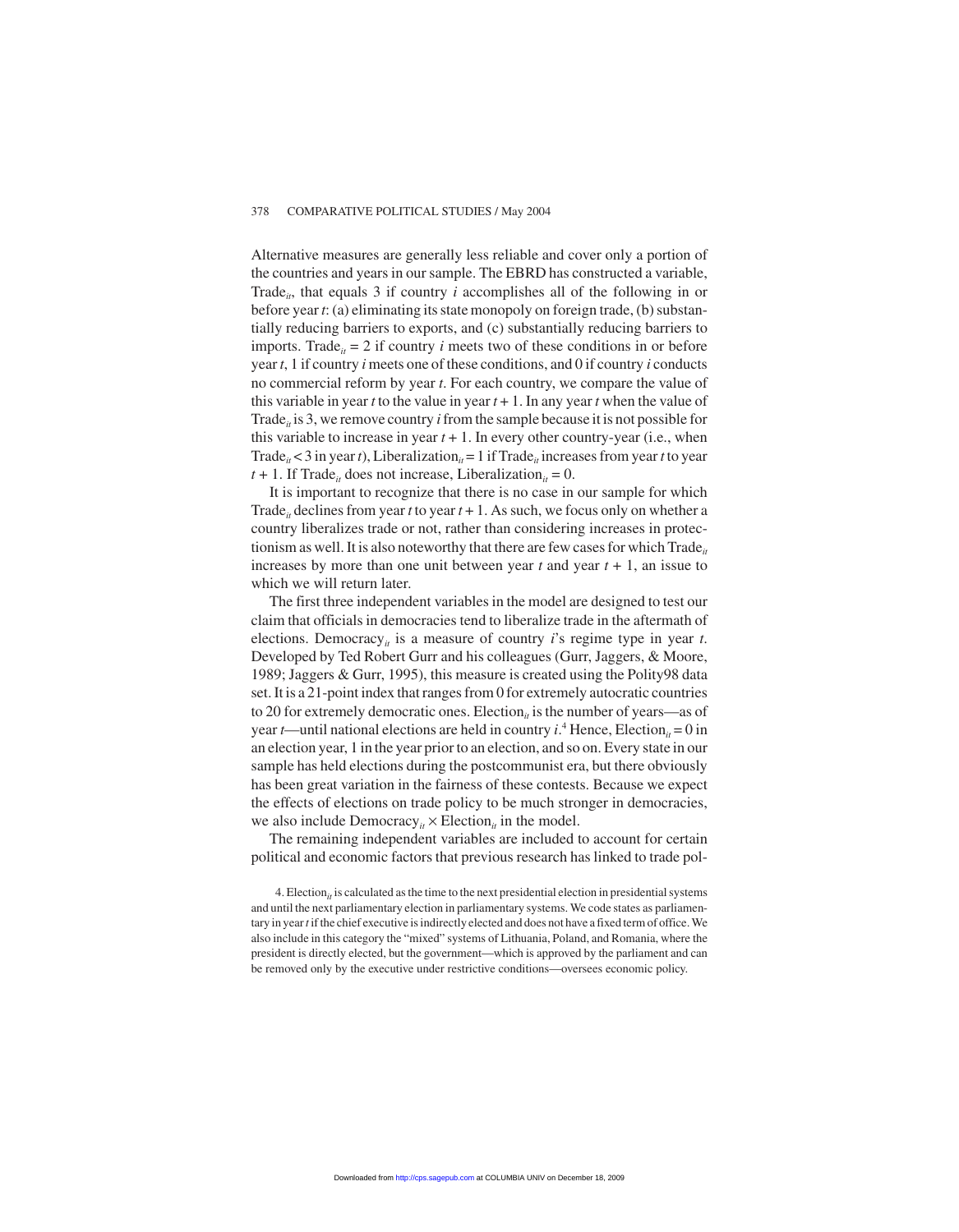Alternative measures are generally less reliable and cover only a portion of the countries and years in our sample. The EBRD has constructed a variable, $\text{Trade}_{it}$, that equals 3 if country *i* accomplishes all of the following in or before year *t*: (a) eliminating its state monopoly on foreign trade, (b) substantially reducing barriers to exports, and (c) substantially reducing barriers to imports. $\text{Trade}_{it} = 2$ if country *i* meets two of these conditions in or before year *t*, 1 if country *i* meets one of these conditions, and 0 if country *i* conducts no commercial reform by year *t*. For each country, we compare the value of this variable in year *t* to the value in year $t + 1$. In any year *t* when the value of $\text{Trade}_{it}$ is 3, we remove country *i* from the sample because it is not possible for this variable to increase in year $t + 1$. In every other country-year (i.e., when $\text{Trade}_{it} < 3$ in year *t*), $\text{Liberalization}_{it} = 1$ if $\text{Trade}_{it}$ increases from year *t* to year $t + 1$. If $\text{Trade}_{it}$ does not increase, $\text{Liberalization}_{it} = 0$.

It is important to recognize that there is no case in our sample for which $\text{Trade}_{it}$ declines from year *t* to year $t + 1$. As such, we focus only on whether a country liberalizes trade or not, rather than considering increases in protectionism as well. It is also noteworthy that there are few cases for which $\text{Trade}_{it}$ increases by more than one unit between year *t* and year $t + 1$, an issue to which we will return later.

The first three independent variables in the model are designed to test our claim that officials in democracies tend to liberalize trade in the aftermath of elections. $\text{Democracy}_{it}$ is a measure of country *i*'s regime type in year *t*. Developed by Ted Robert Gurr and his colleagues (Gurr, Jaggers, & Moore, 1989; Jaggers & Gurr, 1995), this measure is created using the Polity98 data set. It is a 21-point index that ranges from 0 for extremely autocratic countries to 20 for extremely democratic ones. $\text{Election}_{it}$ is the number of years—as of year *t*—until national elections are held in country *i*.[4] Hence, $\text{Election}_{it} = 0$ in an election year, 1 in the year prior to an election, and so on. Every state in our sample has held elections during the postcommunist era, but there obviously has been great variation in the fairness of these contests. Because we expect the effects of elections on trade policy to be much stronger in democracies, we also include $\text{Democracy}_{it} \times \text{Election}_{it}$ in the model.

The remaining independent variables are included to account for certain political and economic factors that previous research has linked to trade pol-

4. $\text{Election}_{it}$ is calculated as the time to the next presidential election in presidential systems and until the next parliamentary election in parliamentary systems. We code states as parliamentary in year *t* if the chief executive is indirectly elected and does not have a fixed term of office. We also include in this category the "mixed" systems of Lithuania, Poland, and Romania, where the president is directly elected, but the government—which is approved by the parliament and can be removed only by the executive under restrictive conditions—oversees economic policy.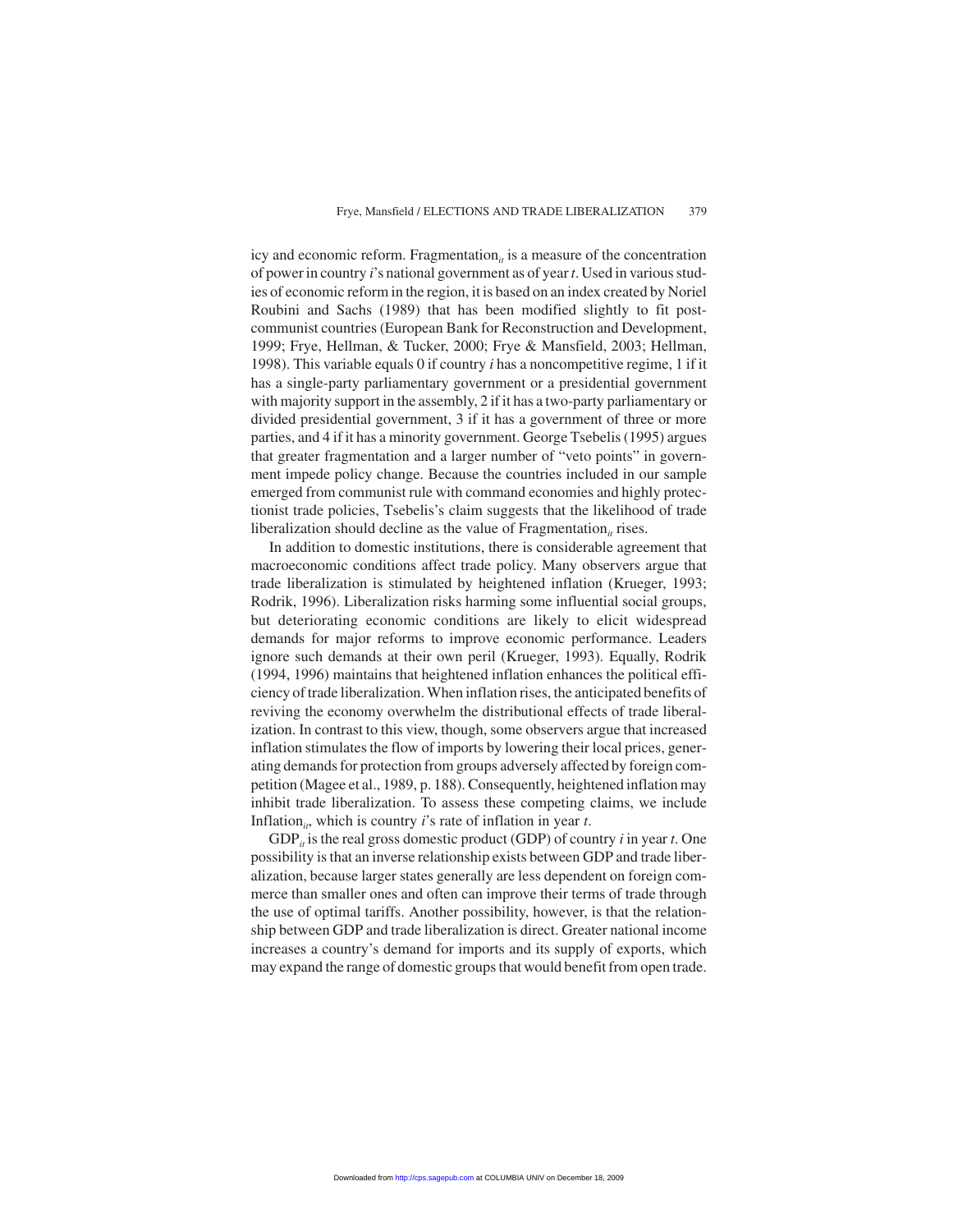icy and economic reform. $\text{Fragmentation}_{it}$ is a measure of the concentration of power in country *i*'s national government as of year *t*. Used in various studies of economic reform in the region, it is based on an index created by Noriel Roubini and Sachs (1989) that has been modified slightly to fit post-communist countries (European Bank for Reconstruction and Development, 1999; Frye, Hellman, & Tucker, 2000; Frye & Mansfield, 2003; Hellman, 1998). This variable equals 0 if country *i* has a noncompetitive regime, 1 if it has a single-party parliamentary government or a presidential government with majority support in the assembly, 2 if it has a two-party parliamentary or divided presidential government, 3 if it has a government of three or more parties, and 4 if it has a minority government. George Tsebelis (1995) argues that greater fragmentation and a larger number of "veto points" in government impede policy change. Because the countries included in our sample emerged from communist rule with command economies and highly protectionist trade policies, Tsebelis's claim suggests that the likelihood of trade liberalization should decline as the value of $\text{Fragmentation}_{it}$ rises.

In addition to domestic institutions, there is considerable agreement that macroeconomic conditions affect trade policy. Many observers argue that trade liberalization is stimulated by heightened inflation (Krueger, 1993; Rodrik, 1996). Liberalization risks harming some influential social groups, but deteriorating economic conditions are likely to elicit widespread demands for major reforms to improve economic performance. Leaders ignore such demands at their own peril (Krueger, 1993). Equally, Rodrik (1994, 1996) maintains that heightened inflation enhances the political efficiency of trade liberalization. When inflation rises, the anticipated benefits of reviving the economy overwhelm the distributional effects of trade liberalization. In contrast to this view, though, some observers argue that increased inflation stimulates the flow of imports by lowering their local prices, generating demands for protection from groups adversely affected by foreign competition (Magee et al., 1989, p. 188). Consequently, heightened inflation may inhibit trade liberalization. To assess these competing claims, we include $\text{Inflation}_{it}$, which is country *i*'s rate of inflation in year *t*.

$\text{GDP}_{it}$ is the real gross domestic product (GDP) of country *i* in year *t*. One possibility is that an inverse relationship exists between GDP and trade liberalization, because larger states generally are less dependent on foreign commerce than smaller ones and often can improve their terms of trade through the use of optimal tariffs. Another possibility, however, is that the relationship between GDP and trade liberalization is direct. Greater national income increases a country's demand for imports and its supply of exports, which may expand the range of domestic groups that would benefit from open trade.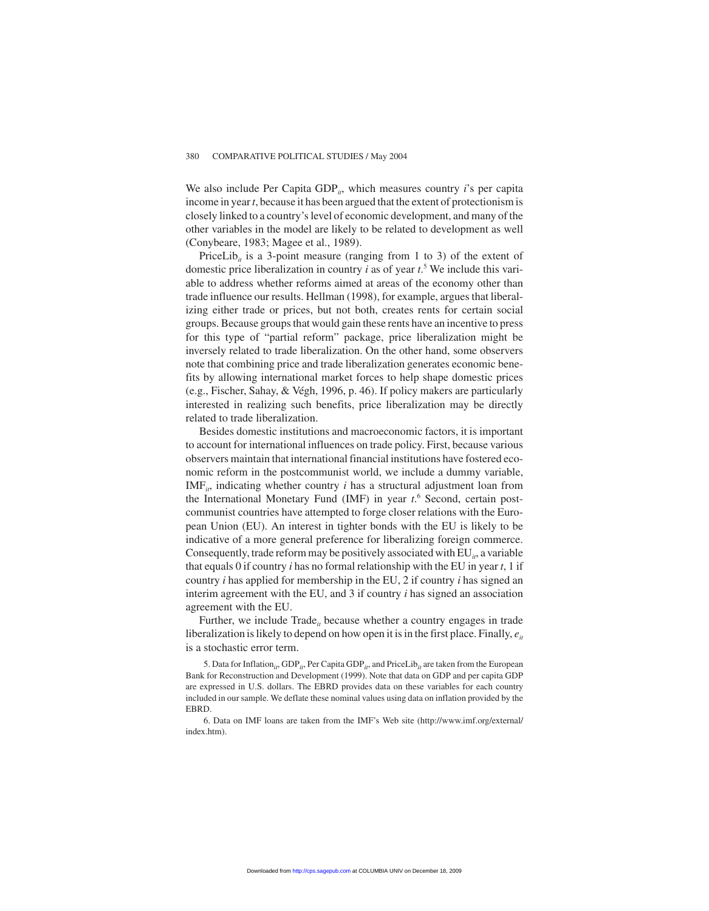We also include Per Capita $\text{GDP}_{it}$, which measures country *i*'s per capita income in year *t*, because it has been argued that the extent of protectionism is closely linked to a country's level of economic development, and many of the other variables in the model are likely to be related to development as well (Conybeare, 1983; Magee et al., 1989).

$\text{PriceLib}_{it}$ is a 3-point measure (ranging from 1 to 3) of the extent of domestic price liberalization in country *i* as of year *t*.[5] We include this variable to address whether reforms aimed at areas of the economy other than trade influence our results. Hellman (1998), for example, argues that liberalizing either trade or prices, but not both, creates rents for certain social groups. Because groups that would gain these rents have an incentive to press for this type of "partial reform" package, price liberalization might be inversely related to trade liberalization. On the other hand, some observers note that combining price and trade liberalization generates economic benefits by allowing international market forces to help shape domestic prices (e.g., Fischer, Sahay, & Végh, 1996, p. 46). If policy makers are particularly interested in realizing such benefits, price liberalization may be directly related to trade liberalization.

Besides domestic institutions and macroeconomic factors, it is important to account for international influences on trade policy. First, because various observers maintain that international financial institutions have fostered economic reform in the postcommunist world, we include a dummy variable, $\text{IMF}_{it}$, indicating whether country *i* has a structural adjustment loan from the International Monetary Fund (IMF) in year *t*.[6] Second, certain postcommunist countries have attempted to forge closer relations with the European Union (EU). An interest in tighter bonds with the EU is likely to be indicative of a more general preference for liberalizing foreign commerce. Consequently, trade reform may be positively associated with $\text{EU}_{it}$, a variable that equals 0 if country *i* has no formal relationship with the EU in year *t*, 1 if country *i* has applied for membership in the EU, 2 if country *i* has signed an interim agreement with the EU, and 3 if country *i* has signed an association agreement with the EU.

Further, we include $\text{Trade}_{it}$ because whether a country engages in trade liberalization is likely to depend on how open it is in the first place. Finally, $e_{it}$ is a stochastic error term.

5. Data for $\text{Inflation}_{it}$, $\text{GDP}_{it}$, Per Capita $\text{GDP}_{it}$, and $\text{PriceLib}_{it}$ are taken from the European Bank for Reconstruction and Development (1999). Note that data on GDP and per capita GDP are expressed in U.S. dollars. The EBRD provides data on these variables for each country included in our sample. We deflate these nominal values using data on inflation provided by the EBRD.

6. Data on IMF loans are taken from the IMF's Web site (http://www.imf.org/external/index.htm).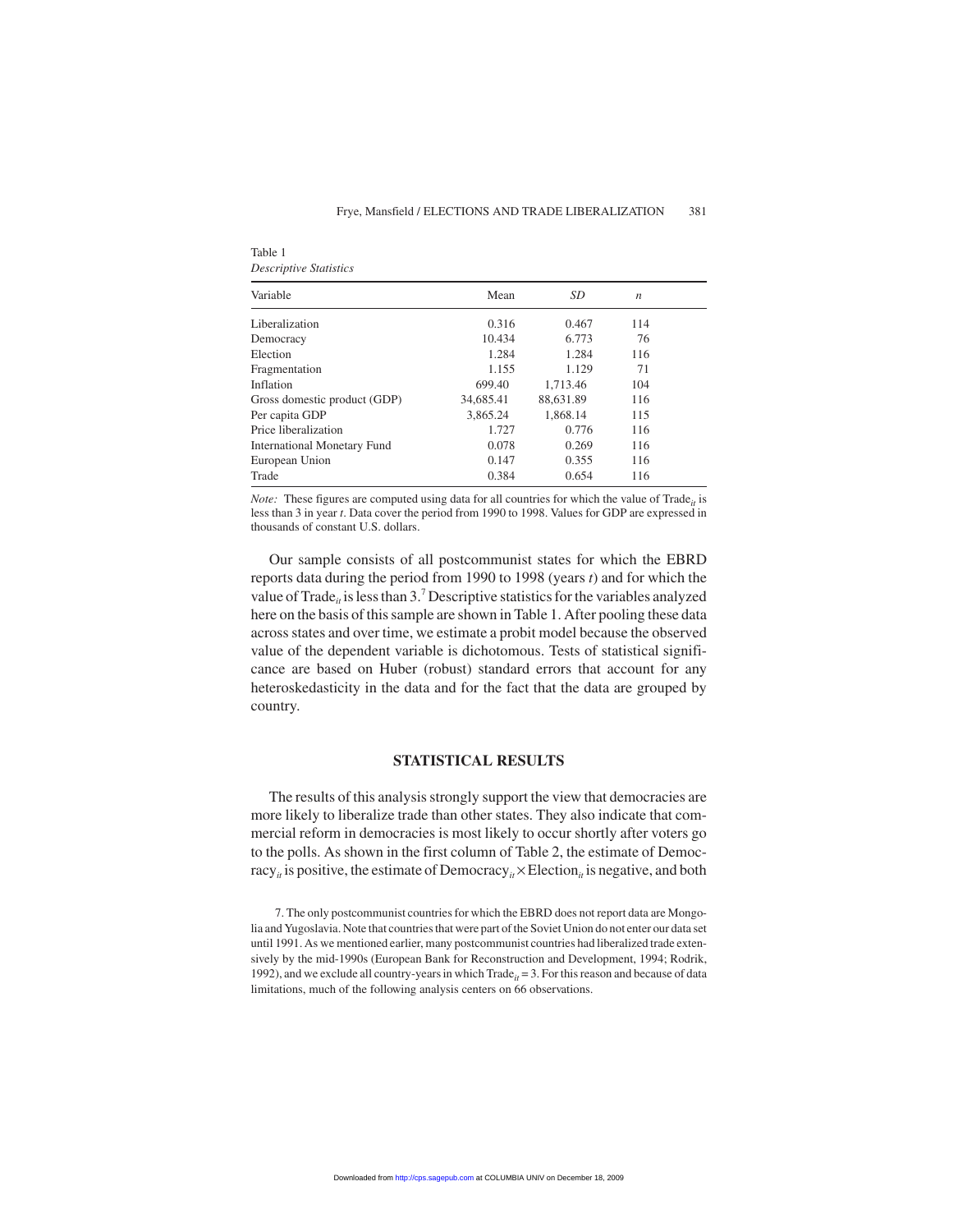Table 1
*Descriptive Statistics*

| Variable | Mean | *SD* | *n* |
|---|---|---|---|
| Liberalization | 0.316 | 0.467 | 114 |
| Democracy | 10.434 | 6.773 | 76 |
| Election | 1.284 | 1.284 | 116 |
| Fragmentation | 1.155 | 1.129 | 71 |
| Inflation | 699.40 | 1,713.46 | 104 |
| Gross domestic product (GDP) | 34,685.41 | 88,631.89 | 116 |
| Per capita GDP | 3,865.24 | 1,868.14 | 115 |
| Price liberalization | 1.727 | 0.776 | 116 |
| International Monetary Fund | 0.078 | 0.269 | 116 |
| European Union | 0.147 | 0.355 | 116 |
| Trade | 0.384 | 0.654 | 116 |

*Note:* These figures are computed using data for all countries for which the value of $Trade_{it}$ is less than 3 in year *t*. Data cover the period from 1990 to 1998. Values for GDP are expressed in thousands of constant U.S. dollars.

Our sample consists of all postcommunist states for which the EBRD reports data during the period from 1990 to 1998 (years *t*) and for which the value of $Trade_{it}$ is less than 3.[7] Descriptive statistics for the variables analyzed here on the basis of this sample are shown in Table 1. After pooling these data across states and over time, we estimate a probit model because the observed value of the dependent variable is dichotomous. Tests of statistical significance are based on Huber (robust) standard errors that account for any heteroskedasticity in the data and for the fact that the data are grouped by country.

## STATISTICAL RESULTS

The results of this analysis strongly support the view that democracies are more likely to liberalize trade than other states. They also indicate that commercial reform in democracies is most likely to occur shortly after voters go to the polls. As shown in the first column of Table 2, the estimate of $Democracy_{it}$ is positive, the estimate of $Democracy_{it} \times Election_{it}$ is negative, and both

7. The only postcommunist countries for which the EBRD does not report data are Mongolia and Yugoslavia. Note that countries that were part of the Soviet Union do not enter our data set until 1991. As we mentioned earlier, many postcommunist countries had liberalized trade extensively by the mid-1990s (European Bank for Reconstruction and Development, 1994; Rodrik, 1992), and we exclude all country-years in which $Trade_{it} = 3$. For this reason and because of data limitations, much of the following analysis centers on 66 observations.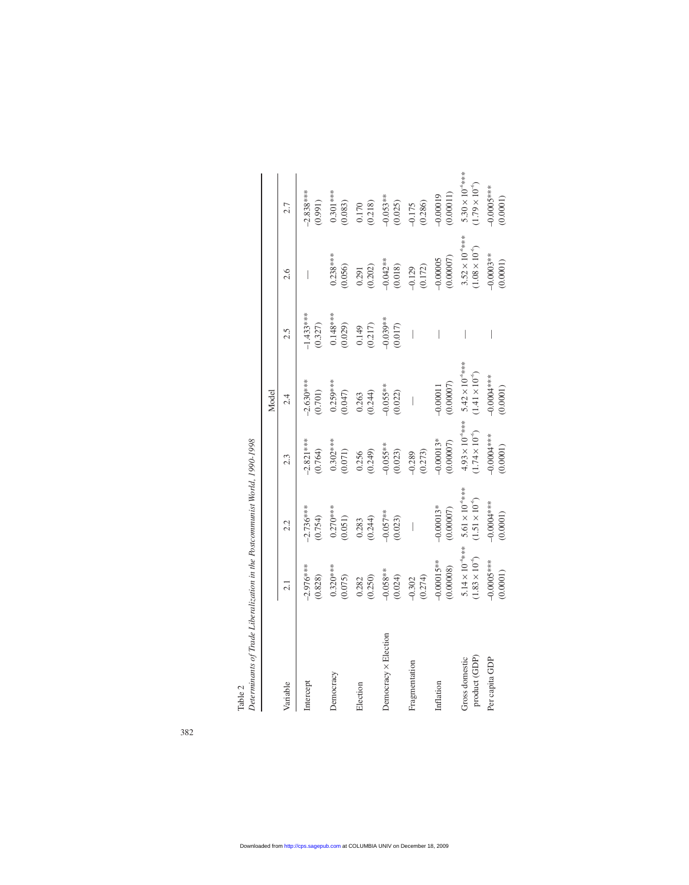Table 2
*Determinants of Trade Liberalization in the Postcommunist World, 1990-1998*

| Variable | Model | | | | | | |
|---|---|---|---|---|---|---|---|
| | 2.1 | 2.2 | 2.3 | 2.4 | 2.5 | 2.6 | 2.7 |
| Intercept | –2.976*** (0.828) | –2.736*** (0.754) | –2.821*** (0.764) | –2.630*** (0.701) | –1.433*** (0.327) | — | –2.838*** (0.991) |
| Democracy | 0.320*** (0.075) | 0.270*** (0.051) | 0.302*** (0.071) | 0.259*** (0.047) | 0.148*** (0.029) | 0.238*** (0.056) | 0.301*** (0.083) |
| Election | 0.282 (0.250) | 0.283 (0.244) | 0.256 (0.249) | 0.263 (0.244) | 0.149 (0.217) | 0.291 (0.202) | 0.170 (0.218) |
| Democracy × Election | –0.058** (0.024) | –0.057** (0.023) | –0.055** (0.023) | –0.055** (0.022) | –0.039** (0.017) | –0.042** (0.018) | –0.053** (0.025) |
| Fragmentation | –0.302 (0.274) | — | –0.289 (0.273) | — | — | –0.129 (0.172) | –0.175 (0.286) |
| Inflation | –0.00015** (0.00008) | –0.00013* (0.00007) | –0.00013* (0.00007) | –0.00011 (0.00007) | — | –0.00005 (0.00007) | –0.00019 (0.00011) |
| Gross domestic product (GDP) | $5.14 \times 10^{-6}$*** $(1.83 \times 10^{-6})$ | $5.61 \times 10^{-6}$*** $(1.51 \times 10^{-6})$ | $4.93 \times 10^{-6}$*** $(1.74 \times 10^{-6})$ | $5.42 \times 10^{-6}$*** $(1.41 \times 10^{-6})$ | — | $3.52 \times 10^{-6}$*** $(1.08 \times 10^{-6})$ | $5.30 \times 10^{-6}$*** $(1.79 \times 10^{-6})$ |
| Per capita GDP | –0.0005*** (0.0001) | –0.0004*** (0.0001) | –0.0004*** (0.0001) | –0.0004*** (0.0001) | — | –0.0003** (0.0001) | –0.0005*** (0.0001) |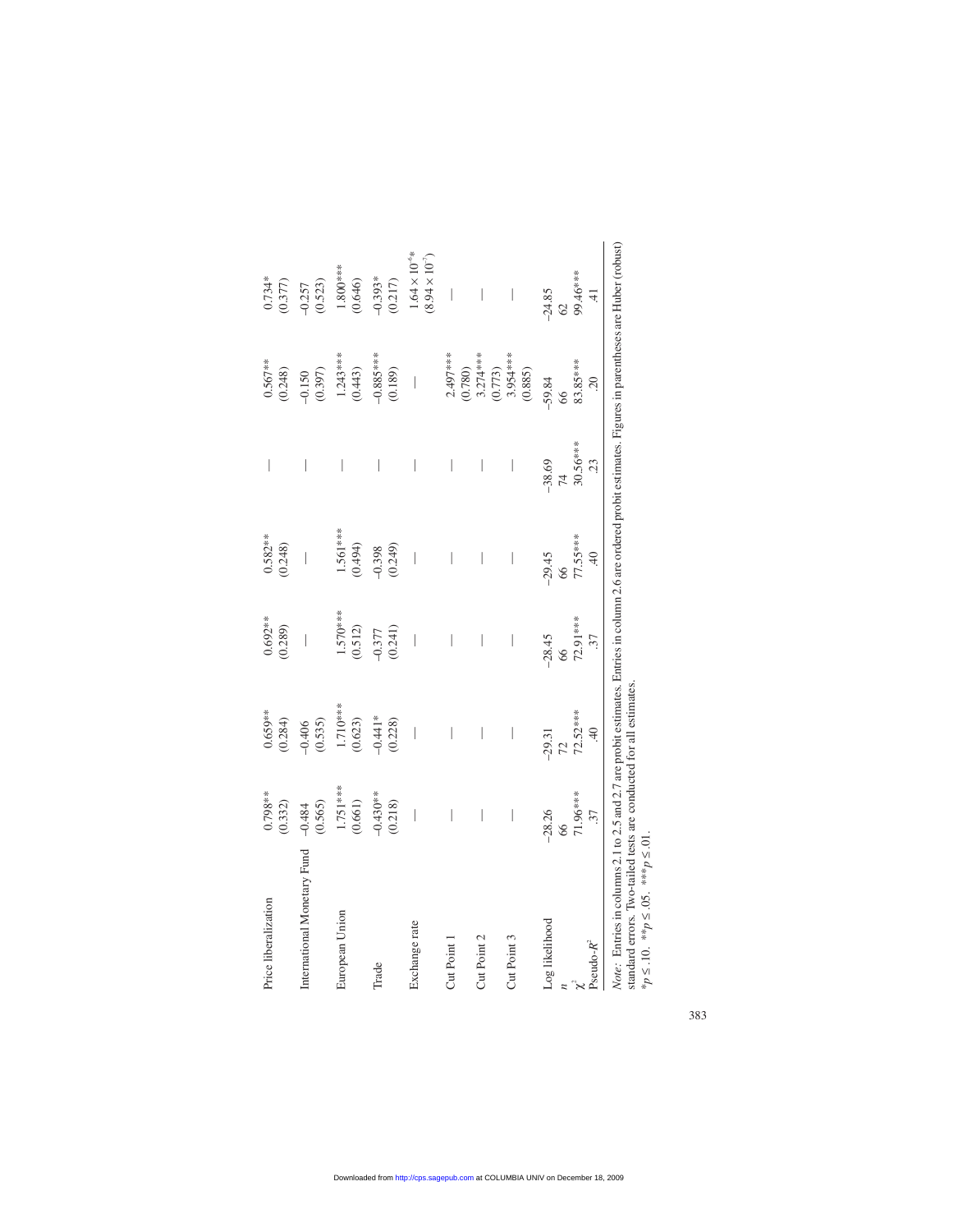| | | | | | | | |
|---|---|---|---|---|---|---|---|
| Price liberalization | 0.798** | 0.659** | 0.692** | 0.582** | — | 0.567** | 0.734* |
| | (0.332) | (0.284) | (0.289) | (0.248) | | (0.248) | (0.377) |
| International Monetary Fund | −0.484 | −0.406 | — | — | — | −0.150 | −0.257 |
| | (0.565) | (0.535) | | | | (0.397) | (0.523) |
| European Union | 1.751*** | 1.710*** | 1.570*** | 1.561*** | — | 1.243*** | 1.800*** |
| | (0.661) | (0.623) | (0.512) | (0.494) | | (0.443) | (0.646) |
| Trade | −0.430** | −0.441* | −0.377 | −0.398 | — | −0.885*** | −0.393* |
| | (0.218) | (0.228) | (0.241) | (0.249) | | (0.189) | (0.217) |
| Exchange rate | — | — | — | — | — | — | $1.64 \times 10^{-6}$* |
| | | | | | | | $(8.94 \times 10^{-7})$ |
| Cut Point 1 | — | — | — | — | — | 2.497*** | — |
| | | | | | | (0.780) | |
| Cut Point 2 | — | — | — | — | — | 3.274*** | — |
| | | | | | | (0.773) | |
| Cut Point 3 | — | — | — | — | — | 3.954*** | — |
| | | | | | | (0.885) | |
| Log likelihood | −28.26 | −29.31 | −28.45 | −29.45 | −38.69 | −59.84 | −24.85 |
| $n$ | 66 | 72 | 66 | 66 | 74 | 66 | 62 |
| $\chi^2$ | 71.96*** | 72.52*** | 72.91*** | 77.55*** | 30.56*** | 83.85*** | 99.46*** |
| Pseudo-$R^2$ | .37 | .40 | .37 | .40 | .23 | .20 | .41 |

*Note:* Entries in columns 2.1 to 2.5 and 2.7 are probit estimates. Entries in column 2.6 are ordered probit estimates. Figures in parentheses are Huber (robust) standard errors. Two-tailed tests are conducted for all estimates.
*$p \leq .10$. **$p \leq .05$. ***$p \leq .01$.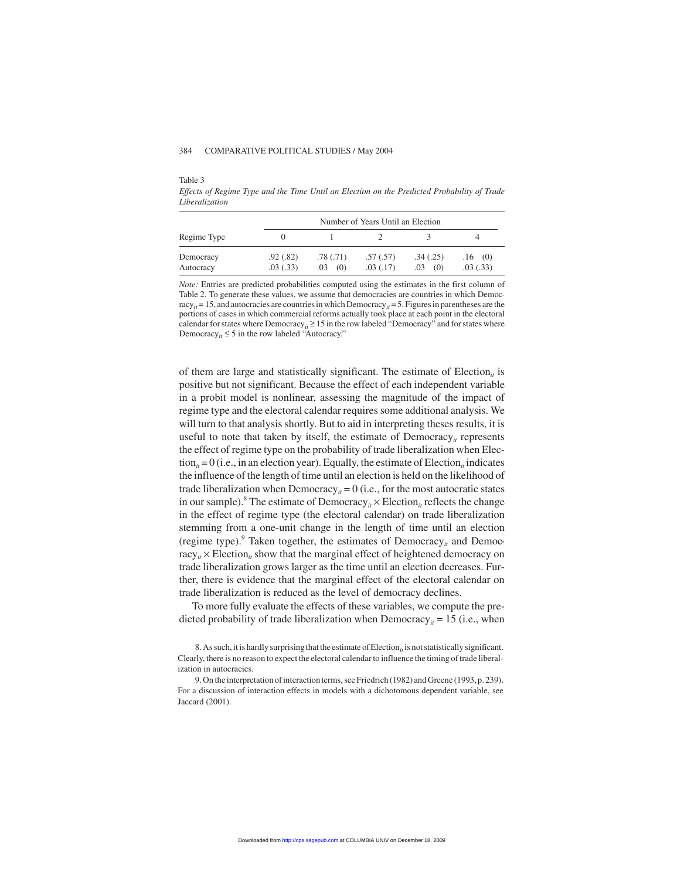Table 3

*Effects of Regime Type and the Time Until an Election on the Predicted Probability of Trade Liberalization*

| Regime Type | Number of Years Until an Election | | | | |
|---|---|---|---|---|---|
| | 0 | 1 | 2 | 3 | 4 |
| Democracy | .92 (.82) | .78 (.71) | .57 (.57) | .34 (.25) | .16 (0) |
| Autocracy | .03 (.33) | .03 (0) | .03 (.17) | .03 (0) | .03 (.33) |

*Note:* Entries are predicted probabilities computed using the estimates in the first column of Table 2. To generate these values, we assume that democracies are countries in which $\text{Democracy}_{it} = 15$, and autocracies are countries in which $\text{Democracy}_{it} = 5$. Figures in parentheses are the portions of cases in which commercial reforms actually took place at each point in the electoral calendar for states where $\text{Democracy}_{it} \geq 15$ in the row labeled "Democracy" and for states where $\text{Democracy}_{it} \leq 5$ in the row labeled "Autocracy."

of them are large and statistically significant. The estimate of $\text{Election}_{it}$ is positive but not significant. Because the effect of each independent variable in a probit model is nonlinear, assessing the magnitude of the impact of regime type and the electoral calendar requires some additional analysis. We will turn to that analysis shortly. But to aid in interpreting theses results, it is useful to note that taken by itself, the estimate of $\text{Democracy}_{it}$ represents the effect of regime type on the probability of trade liberalization when $\text{Election}_{it} = 0$ (i.e., in an election year). Equally, the estimate of $\text{Election}_{it}$ indicates the influence of the length of time until an election is held on the likelihood of trade liberalization when $\text{Democracy}_{it} = 0$ (i.e., for the most autocratic states in our sample).[8] The estimate of $\text{Democracy}_{it} \times \text{Election}_{it}$ reflects the change in the effect of regime type (the electoral calendar) on trade liberalization stemming from a one-unit change in the length of time until an election (regime type).[9] Taken together, the estimates of $\text{Democracy}_{it}$ and $\text{Democracy}_{it} \times \text{Election}_{it}$ show that the marginal effect of heightened democracy on trade liberalization grows larger as the time until an election decreases. Further, there is evidence that the marginal effect of the electoral calendar on trade liberalization is reduced as the level of democracy declines.

To more fully evaluate the effects of these variables, we compute the predicted probability of trade liberalization when $\text{Democracy}_{it} = 15$ (i.e., when

8. As such, it is hardly surprising that the estimate of $\text{Election}_{it}$ is not statistically significant. Clearly, there is no reason to expect the electoral calendar to influence the timing of trade liberalization in autocracies.

9. On the interpretation of interaction terms, see Friedrich (1982) and Greene (1993, p. 239). For a discussion of interaction effects in models with a dichotomous dependent variable, see Jaccard (2001).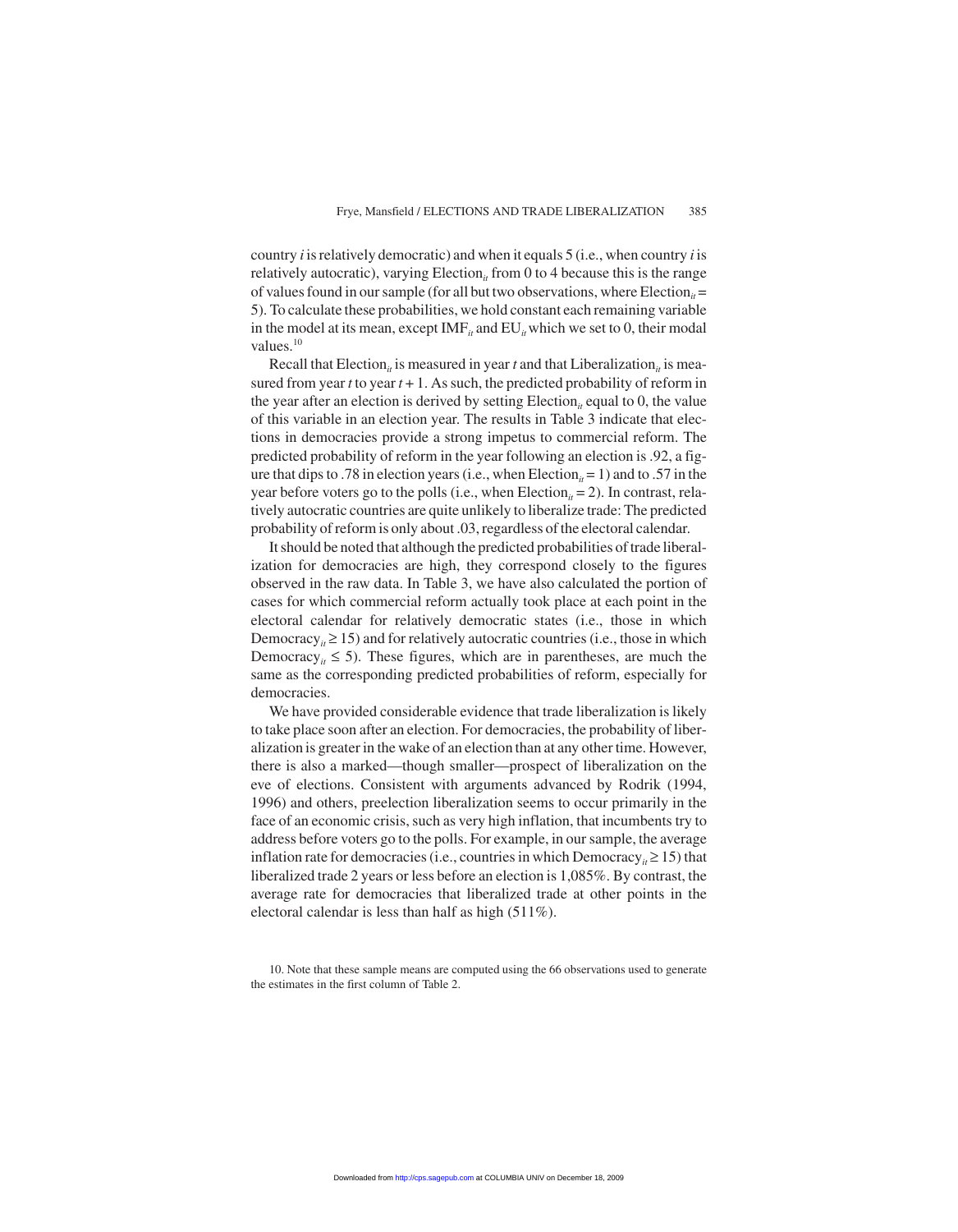country *i* is relatively democratic) and when it equals 5 (i.e., when country *i* is relatively autocratic), varying $\text{Election}_{it}$ from 0 to 4 because this is the range of values found in our sample (for all but two observations, where $\text{Election}_{it}$ = 5). To calculate these probabilities, we hold constant each remaining variable in the model at its mean, except $\text{IMF}_{it}$ and $\text{EU}_{it}$ which we set to 0, their modal values.[10]

Recall that $\text{Election}_{it}$ is measured in year *t* and that $\text{Liberalization}_{it}$ is measured from year *t* to year *t* + 1. As such, the predicted probability of reform in the year after an election is derived by setting $\text{Election}_{it}$ equal to 0, the value of this variable in an election year. The results in Table 3 indicate that elections in democracies provide a strong impetus to commercial reform. The predicted probability of reform in the year following an election is .92, a figure that dips to .78 in election years (i.e., when $\text{Election}_{it}$ = 1) and to .57 in the year before voters go to the polls (i.e., when $\text{Election}_{it}$ = 2). In contrast, relatively autocratic countries are quite unlikely to liberalize trade: The predicted probability of reform is only about .03, regardless of the electoral calendar.

It should be noted that although the predicted probabilities of trade liberalization for democracies are high, they correspond closely to the figures observed in the raw data. In Table 3, we have also calculated the portion of cases for which commercial reform actually took place at each point in the electoral calendar for relatively democratic states (i.e., those in which $\text{Democracy}_{it} \geq 15$) and for relatively autocratic countries (i.e., those in which $\text{Democracy}_{it} \leq 5$). These figures, which are in parentheses, are much the same as the corresponding predicted probabilities of reform, especially for democracies.

We have provided considerable evidence that trade liberalization is likely to take place soon after an election. For democracies, the probability of liberalization is greater in the wake of an election than at any other time. However, there is also a marked—though smaller—prospect of liberalization on the eve of elections. Consistent with arguments advanced by Rodrik (1994, 1996) and others, preelection liberalization seems to occur primarily in the face of an economic crisis, such as very high inflation, that incumbents try to address before voters go to the polls. For example, in our sample, the average inflation rate for democracies (i.e., countries in which $\text{Democracy}_{it} \geq 15$) that liberalized trade 2 years or less before an election is 1,085%. By contrast, the average rate for democracies that liberalized trade at other points in the electoral calendar is less than half as high (511%).

10. Note that these sample means are computed using the 66 observations used to generate the estimates in the first column of Table 2.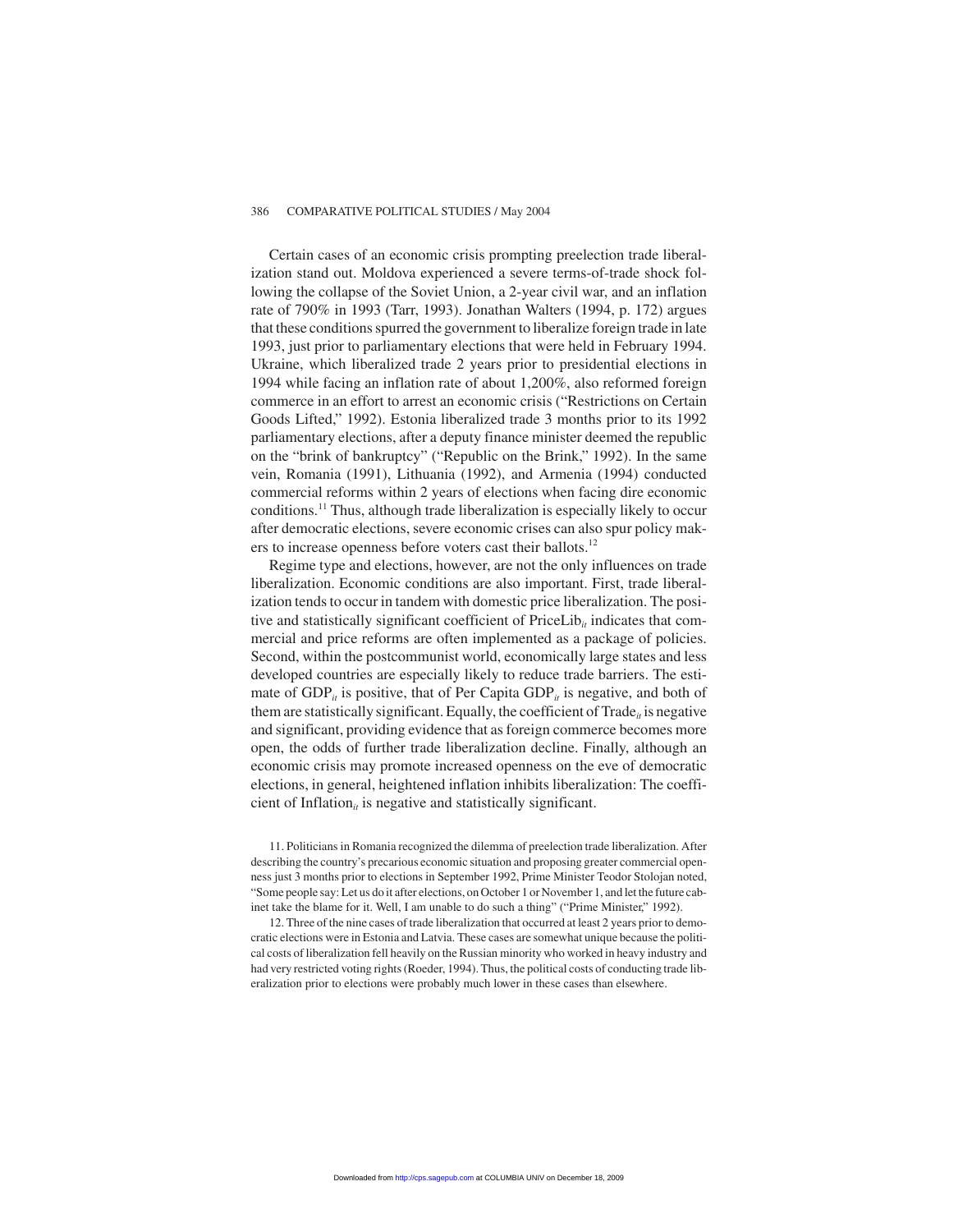Certain cases of an economic crisis prompting preelection trade liberalization stand out. Moldova experienced a severe terms-of-trade shock following the collapse of the Soviet Union, a 2-year civil war, and an inflation rate of 790% in 1993 (Tarr, 1993). Jonathan Walters (1994, p. 172) argues that these conditions spurred the government to liberalize foreign trade in late 1993, just prior to parliamentary elections that were held in February 1994. Ukraine, which liberalized trade 2 years prior to presidential elections in 1994 while facing an inflation rate of about 1,200%, also reformed foreign commerce in an effort to arrest an economic crisis ("Restrictions on Certain Goods Lifted," 1992). Estonia liberalized trade 3 months prior to its 1992 parliamentary elections, after a deputy finance minister deemed the republic on the "brink of bankruptcy" ("Republic on the Brink," 1992). In the same vein, Romania (1991), Lithuania (1992), and Armenia (1994) conducted commercial reforms within 2 years of elections when facing dire economic conditions.[11] Thus, although trade liberalization is especially likely to occur after democratic elections, severe economic crises can also spur policy makers to increase openness before voters cast their ballots.[12]

Regime type and elections, however, are not the only influences on trade liberalization. Economic conditions are also important. First, trade liberalization tends to occur in tandem with domestic price liberalization. The positive and statistically significant coefficient of $\text{PriceLib}_{it}$ indicates that commercial and price reforms are often implemented as a package of policies. Second, within the postcommunist world, economically large states and less developed countries are especially likely to reduce trade barriers. The estimate of $\text{GDP}_{it}$ is positive, that of Per Capita $\text{GDP}_{it}$ is negative, and both of them are statistically significant. Equally, the coefficient of $\text{Trade}_{it}$ is negative and significant, providing evidence that as foreign commerce becomes more open, the odds of further trade liberalization decline. Finally, although an economic crisis may promote increased openness on the eve of democratic elections, in general, heightened inflation inhibits liberalization: The coefficient of $\text{Inflation}_{it}$ is negative and statistically significant.

11. Politicians in Romania recognized the dilemma of preelection trade liberalization. After describing the country's precarious economic situation and proposing greater commercial openness just 3 months prior to elections in September 1992, Prime Minister Teodor Stolojan noted, "Some people say: Let us do it after elections, on October 1 or November 1, and let the future cabinet take the blame for it. Well, I am unable to do such a thing" ("Prime Minister," 1992).

12. Three of the nine cases of trade liberalization that occurred at least 2 years prior to democratic elections were in Estonia and Latvia. These cases are somewhat unique because the political costs of liberalization fell heavily on the Russian minority who worked in heavy industry and had very restricted voting rights (Roeder, 1994). Thus, the political costs of conducting trade liberalization prior to elections were probably much lower in these cases than elsewhere.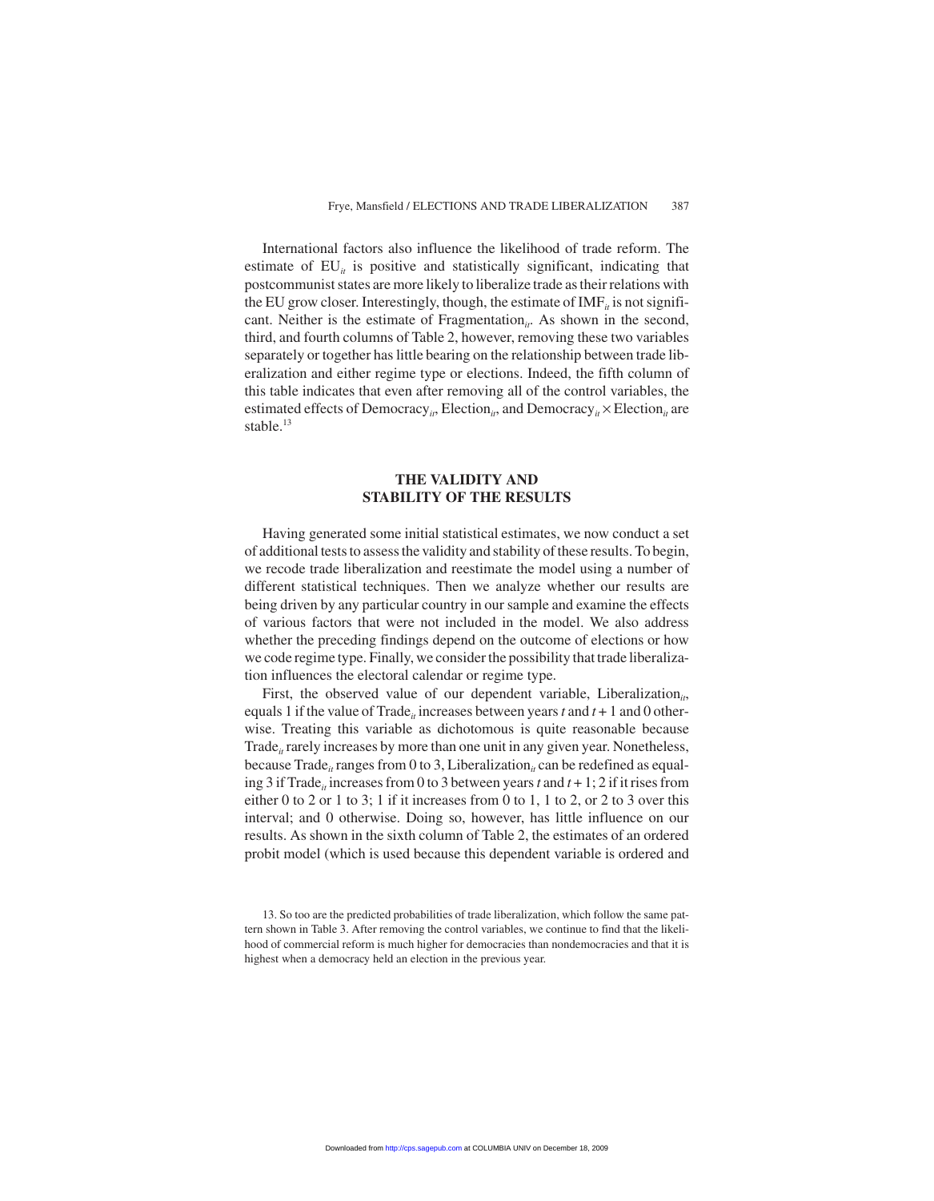International factors also influence the likelihood of trade reform. The estimate of $EU_{it}$ is positive and statistically significant, indicating that postcommunist states are more likely to liberalize trade as their relations with the EU grow closer. Interestingly, though, the estimate of $IMF_{it}$ is not significant. Neither is the estimate of $Fragmentation_{it}$. As shown in the second, third, and fourth columns of Table 2, however, removing these two variables separately or together has little bearing on the relationship between trade liberalization and either regime type or elections. Indeed, the fifth column of this table indicates that even after removing all of the control variables, the estimated effects of $Democracy_{it}$, $Election_{it}$, and $Democracy_{it} \times Election_{it}$ are stable.[13]

## THE VALIDITY AND STABILITY OF THE RESULTS

Having generated some initial statistical estimates, we now conduct a set of additional tests to assess the validity and stability of these results. To begin, we recode trade liberalization and reestimate the model using a number of different statistical techniques. Then we analyze whether our results are being driven by any particular country in our sample and examine the effects of various factors that were not included in the model. We also address whether the preceding findings depend on the outcome of elections or how we code regime type. Finally, we consider the possibility that trade liberalization influences the electoral calendar or regime type.

First, the observed value of our dependent variable, $Liberalization_{it}$, equals 1 if the value of $Trade_{it}$ increases between years $t$ and $t + 1$ and 0 otherwise. Treating this variable as dichotomous is quite reasonable because $Trade_{it}$ rarely increases by more than one unit in any given year. Nonetheless, because $Trade_{it}$ ranges from 0 to 3, $Liberalization_{it}$ can be redefined as equaling 3 if $Trade_{it}$ increases from 0 to 3 between years $t$ and $t + 1$; 2 if it rises from either 0 to 2 or 1 to 3; 1 if it increases from 0 to 1, 1 to 2, or 2 to 3 over this interval; and 0 otherwise. Doing so, however, has little influence on our results. As shown in the sixth column of Table 2, the estimates of an ordered probit model (which is used because this dependent variable is ordered and

13. So too are the predicted probabilities of trade liberalization, which follow the same pattern shown in Table 3. After removing the control variables, we continue to find that the likelihood of commercial reform is much higher for democracies than nondemocracies and that it is highest when a democracy held an election in the previous year.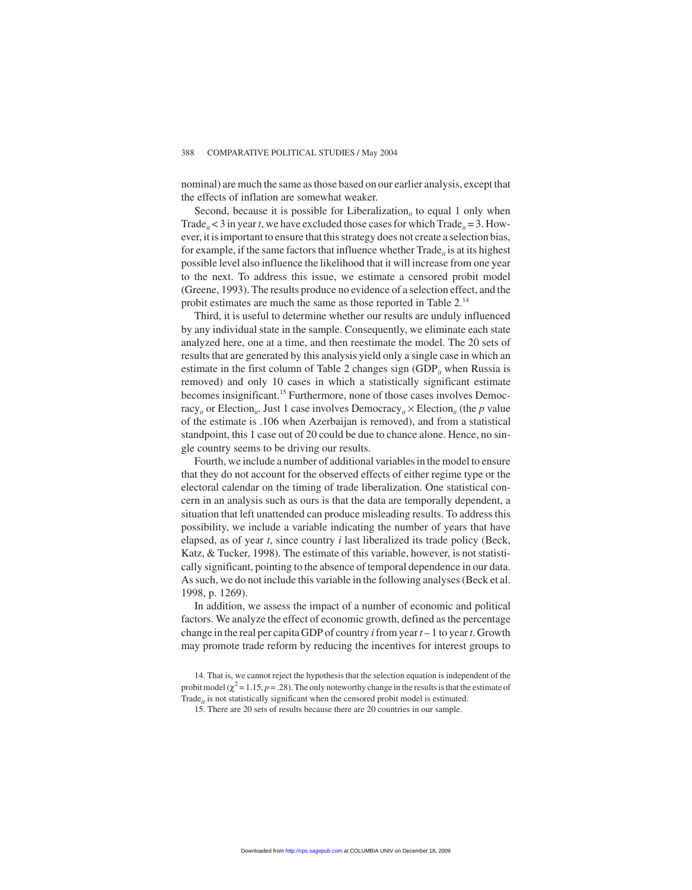nominal) are much the same as those based on our earlier analysis, except that the effects of inflation are somewhat weaker.

Second, because it is possible for $\text{Liberalization}_{it}$ to equal 1 only when $\text{Trade}_{it} < 3$ in year $t$, we have excluded those cases for which $\text{Trade}_{it} = 3$. However, it is important to ensure that this strategy does not create a selection bias, for example, if the same factors that influence whether $\text{Trade}_{it}$ is at its highest possible level also influence the likelihood that it will increase from one year to the next. To address this issue, we estimate a censored probit model (Greene, 1993). The results produce no evidence of a selection effect, and the probit estimates are much the same as those reported in Table 2.[14]

Third, it is useful to determine whether our results are unduly influenced by any individual state in the sample. Consequently, we eliminate each state analyzed here, one at a time, and then reestimate the model. The 20 sets of results that are generated by this analysis yield only a single case in which an estimate in the first column of Table 2 changes sign ($\text{GDP}_{it}$ when Russia is removed) and only 10 cases in which a statistically significant estimate becomes insignificant.[15] Furthermore, none of those cases involves $\text{Democracy}_{it}$ or $\text{Election}_{it}$. Just 1 case involves $\text{Democracy}_{it} \times \text{Election}_{it}$ (the $p$ value of the estimate is .106 when Azerbaijan is removed), and from a statistical standpoint, this 1 case out of 20 could be due to chance alone. Hence, no single country seems to be driving our results.

Fourth, we include a number of additional variables in the model to ensure that they do not account for the observed effects of either regime type or the electoral calendar on the timing of trade liberalization. One statistical concern in an analysis such as ours is that the data are temporally dependent, a situation that left unattended can produce misleading results. To address this possibility, we include a variable indicating the number of years that have elapsed, as of year $t$, since country $i$ last liberalized its trade policy (Beck, Katz, & Tucker, 1998). The estimate of this variable, however, is not statistically significant, pointing to the absence of temporal dependence in our data. As such, we do not include this variable in the following analyses (Beck et al. 1998, p. 1269).

In addition, we assess the impact of a number of economic and political factors. We analyze the effect of economic growth, defined as the percentage change in the real per capita GDP of country $i$ from year $t - 1$ to year $t$. Growth may promote trade reform by reducing the incentives for interest groups to

14. That is, we cannot reject the hypothesis that the selection equation is independent of the probit model ($\chi^2 = 1.15$, $p = .28$). The only noteworthy change in the results is that the estimate of $\text{Trade}_{it}$ is not statistically significant when the censored probit model is estimated.

15. There are 20 sets of results because there are 20 countries in our sample.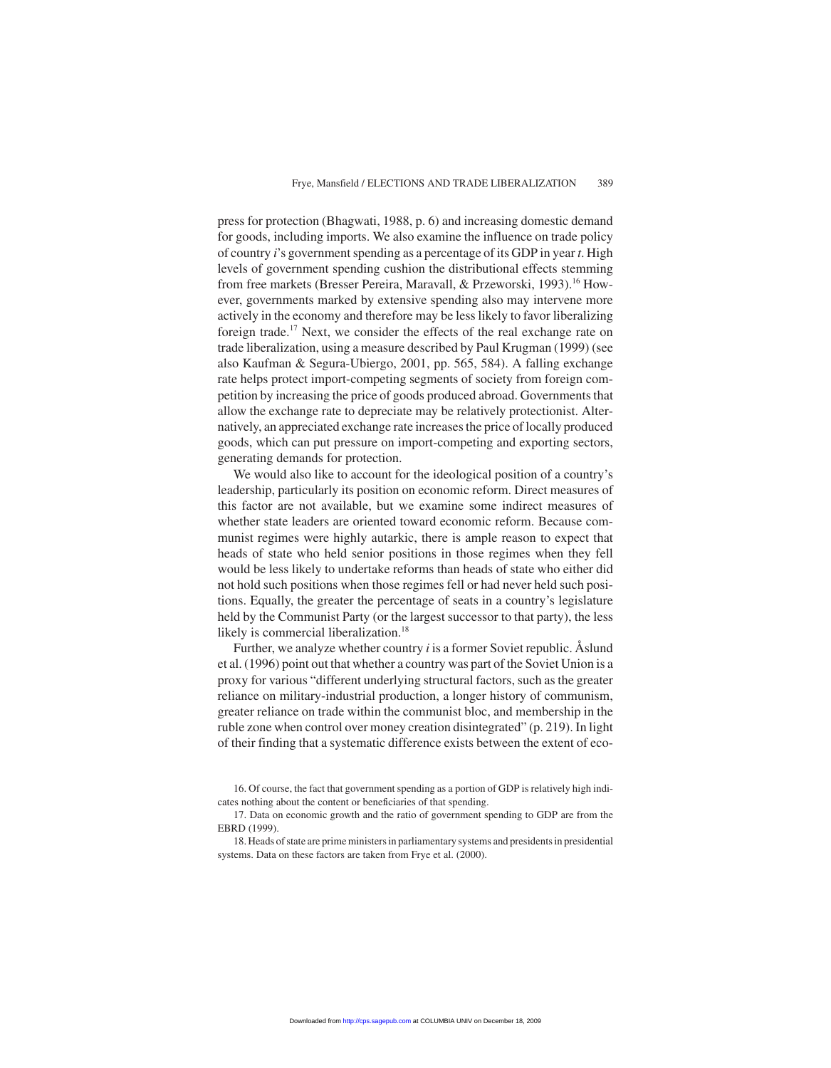press for protection (Bhagwati, 1988, p. 6) and increasing domestic demand for goods, including imports. We also examine the influence on trade policy of country *i*'s government spending as a percentage of its GDP in year *t*. High levels of government spending cushion the distributional effects stemming from free markets (Bresser Pereira, Maravall, & Przeworski, 1993).[16] However, governments marked by extensive spending also may intervene more actively in the economy and therefore may be less likely to favor liberalizing foreign trade.[17] Next, we consider the effects of the real exchange rate on trade liberalization, using a measure described by Paul Krugman (1999) (see also Kaufman & Segura-Ubiergo, 2001, pp. 565, 584). A falling exchange rate helps protect import-competing segments of society from foreign competition by increasing the price of goods produced abroad. Governments that allow the exchange rate to depreciate may be relatively protectionist. Alternatively, an appreciated exchange rate increases the price of locally produced goods, which can put pressure on import-competing and exporting sectors, generating demands for protection.

We would also like to account for the ideological position of a country's leadership, particularly its position on economic reform. Direct measures of this factor are not available, but we examine some indirect measures of whether state leaders are oriented toward economic reform. Because communist regimes were highly autarkic, there is ample reason to expect that heads of state who held senior positions in those regimes when they fell would be less likely to undertake reforms than heads of state who either did not hold such positions when those regimes fell or had never held such positions. Equally, the greater the percentage of seats in a country's legislature held by the Communist Party (or the largest successor to that party), the less likely is commercial liberalization.[18]

Further, we analyze whether country *i* is a former Soviet republic. Åslund et al. (1996) point out that whether a country was part of the Soviet Union is a proxy for various "different underlying structural factors, such as the greater reliance on military-industrial production, a longer history of communism, greater reliance on trade within the communist bloc, and membership in the ruble zone when control over money creation disintegrated" (p. 219). In light of their finding that a systematic difference exists between the extent of eco-

16. Of course, the fact that government spending as a portion of GDP is relatively high indicates nothing about the content or beneficiaries of that spending.

17. Data on economic growth and the ratio of government spending to GDP are from the EBRD (1999).

18. Heads of state are prime ministers in parliamentary systems and presidents in presidential systems. Data on these factors are taken from Frye et al. (2000).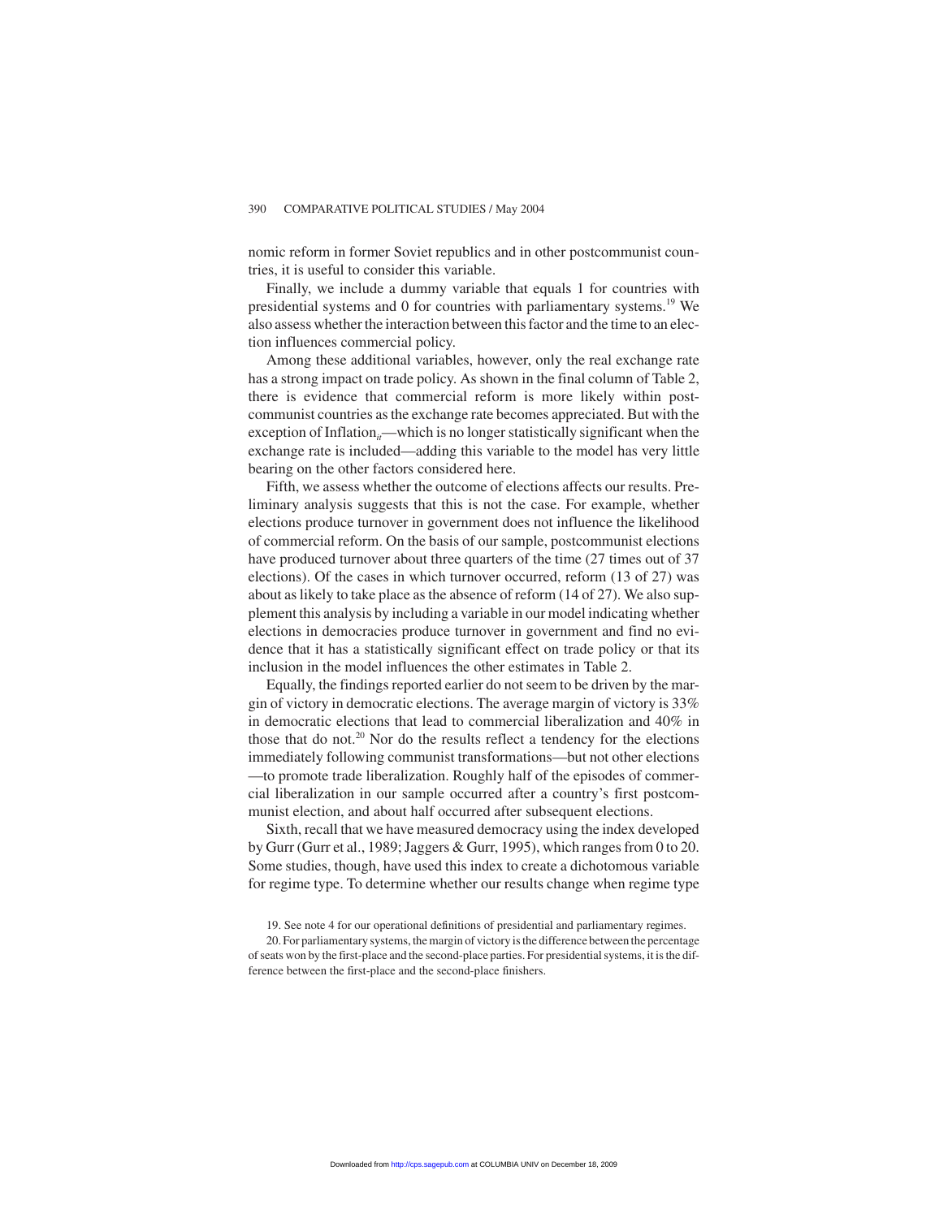nomic reform in former Soviet republics and in other postcommunist countries, it is useful to consider this variable.

Finally, we include a dummy variable that equals 1 for countries with presidential systems and 0 for countries with parliamentary systems.[19] We also assess whether the interaction between this factor and the time to an election influences commercial policy.

Among these additional variables, however, only the real exchange rate has a strong impact on trade policy. As shown in the final column of Table 2, there is evidence that commercial reform is more likely within postcommunist countries as the exchange rate becomes appreciated. But with the exception of $\text{Inflation}_{it}$—which is no longer statistically significant when the exchange rate is included—adding this variable to the model has very little bearing on the other factors considered here.

Fifth, we assess whether the outcome of elections affects our results. Preliminary analysis suggests that this is not the case. For example, whether elections produce turnover in government does not influence the likelihood of commercial reform. On the basis of our sample, postcommunist elections have produced turnover about three quarters of the time (27 times out of 37 elections). Of the cases in which turnover occurred, reform (13 of 27) was about as likely to take place as the absence of reform (14 of 27). We also supplement this analysis by including a variable in our model indicating whether elections in democracies produce turnover in government and find no evidence that it has a statistically significant effect on trade policy or that its inclusion in the model influences the other estimates in Table 2.

Equally, the findings reported earlier do not seem to be driven by the margin of victory in democratic elections. The average margin of victory is 33% in democratic elections that lead to commercial liberalization and 40% in those that do not.[20] Nor do the results reflect a tendency for the elections immediately following communist transformations—but not other elections—to promote trade liberalization. Roughly half of the episodes of commercial liberalization in our sample occurred after a country's first postcommunist election, and about half occurred after subsequent elections.

Sixth, recall that we have measured democracy using the index developed by Gurr (Gurr et al., 1989; Jaggers & Gurr, 1995), which ranges from 0 to 20. Some studies, though, have used this index to create a dichotomous variable for regime type. To determine whether our results change when regime type

19. See note 4 for our operational definitions of presidential and parliamentary regimes.

20. For parliamentary systems, the margin of victory is the difference between the percentage of seats won by the first-place and the second-place parties. For presidential systems, it is the difference between the first-place and the second-place finishers.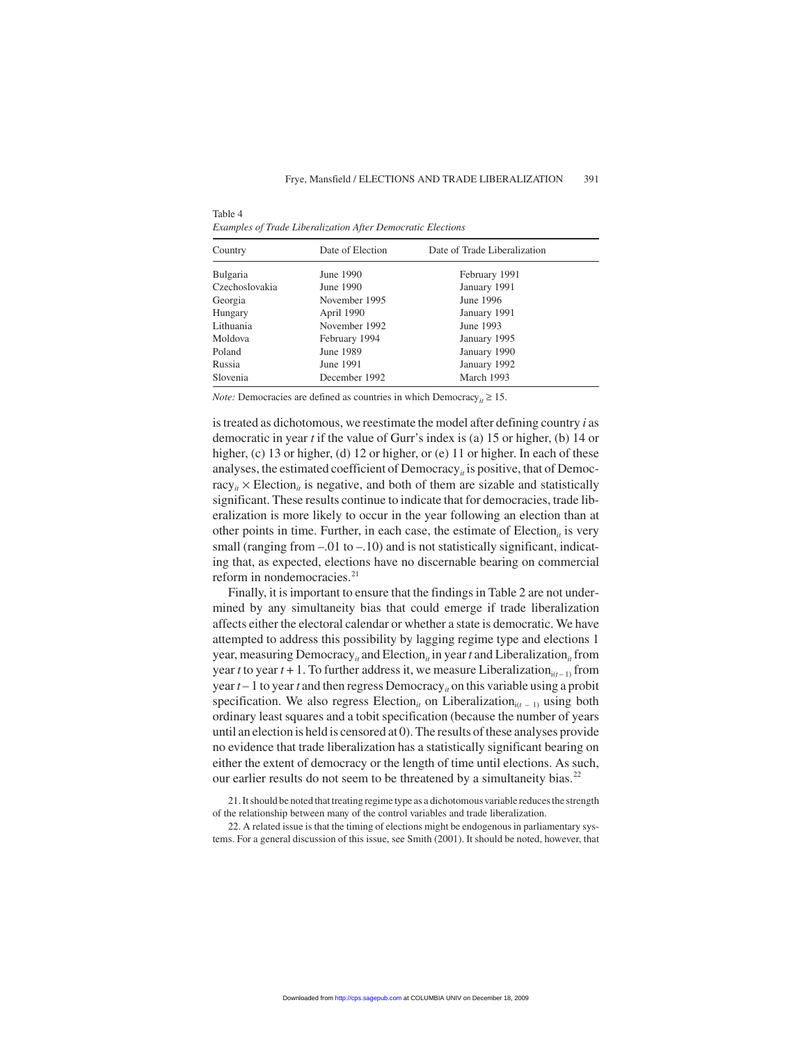Table 4
*Examples of Trade Liberalization After Democratic Elections*

| Country | Date of Election | Date of Trade Liberalization |
|---|---|---|
| Bulgaria | June 1990 | February 1991 |
| Czechoslovakia | June 1990 | January 1991 |
| Georgia | November 1995 | June 1996 |
| Hungary | April 1990 | January 1991 |
| Lithuania | November 1992 | June 1993 |
| Moldova | February 1994 | January 1995 |
| Poland | June 1989 | January 1990 |
| Russia | June 1991 | January 1992 |
| Slovenia | December 1992 | March 1993 |

*Note:* Democracies are defined as countries in which $\text{Democracy}_{it} \geq 15$.

is treated as dichotomous, we reestimate the model after defining country *i* as democratic in year *t* if the value of Gurr's index is (a) 15 or higher, (b) 14 or higher, (c) 13 or higher, (d) 12 or higher, or (e) 11 or higher. In each of these analyses, the estimated coefficient of $\text{Democracy}_{it}$ is positive, that of $\text{Democracy}_{it} \times \text{Election}_{it}$ is negative, and both of them are sizable and statistically significant. These results continue to indicate that for democracies, trade liberalization is more likely to occur in the year following an election than at other points in time. Further, in each case, the estimate of $\text{Election}_{it}$ is very small (ranging from –.01 to –.10) and is not statistically significant, indicating that, as expected, elections have no discernable bearing on commercial reform in nondemocracies.[21]

Finally, it is important to ensure that the findings in Table 2 are not undermined by any simultaneity bias that could emerge if trade liberalization affects either the electoral calendar or whether a state is democratic. We have attempted to address this possibility by lagging regime type and elections 1 year, measuring $\text{Democracy}_{it}$ and $\text{Election}_{it}$ in year *t* and $\text{Liberalization}_{it}$ from year *t* to year *t* + 1. To further address it, we measure $\text{Liberalization}_{i(t-1)}$ from year *t* – 1 to year *t* and then regress $\text{Democracy}_{it}$ on this variable using a probit specification. We also regress $\text{Election}_{it}$ on $\text{Liberalization}_{i(t-1)}$ using both ordinary least squares and a tobit specification (because the number of years until an election is held is censored at 0). The results of these analyses provide no evidence that trade liberalization has a statistically significant bearing on either the extent of democracy or the length of time until elections. As such, our earlier results do not seem to be threatened by a simultaneity bias.[22]

21. It should be noted that treating regime type as a dichotomous variable reduces the strength of the relationship between many of the control variables and trade liberalization.

22. A related issue is that the timing of elections might be endogenous in parliamentary systems. For a general discussion of this issue, see Smith (2001). It should be noted, however, that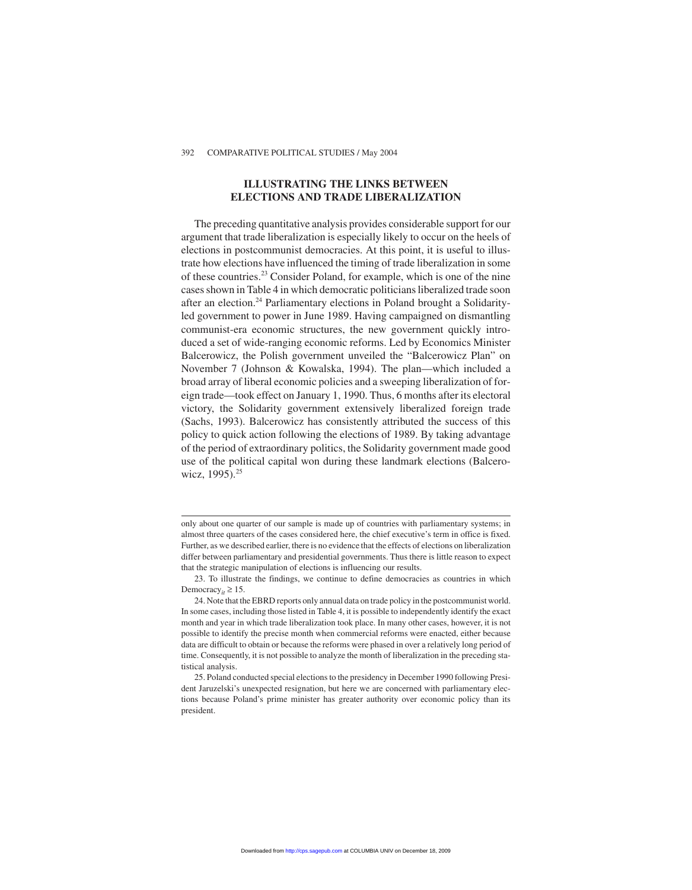## ILLUSTRATING THE LINKS BETWEEN ELECTIONS AND TRADE LIBERALIZATION

The preceding quantitative analysis provides considerable support for our argument that trade liberalization is especially likely to occur on the heels of elections in postcommunist democracies. At this point, it is useful to illustrate how elections have influenced the timing of trade liberalization in some of these countries.[23] Consider Poland, for example, which is one of the nine cases shown in Table 4 in which democratic politicians liberalized trade soon after an election.[24] Parliamentary elections in Poland brought a Solidarity-led government to power in June 1989. Having campaigned on dismantling communist-era economic structures, the new government quickly introduced a set of wide-ranging economic reforms. Led by Economics Minister Balcerowicz, the Polish government unveiled the "Balcerowicz Plan" on November 7 (Johnson & Kowalska, 1994). The plan—which included a broad array of liberal economic policies and a sweeping liberalization of foreign trade—took effect on January 1, 1990. Thus, 6 months after its electoral victory, the Solidarity government extensively liberalized foreign trade (Sachs, 1993). Balcerowicz has consistently attributed the success of this policy to quick action following the elections of 1989. By taking advantage of the period of extraordinary politics, the Solidarity government made good use of the political capital won during these landmark elections (Balcerowicz, 1995).[25]

---

only about one quarter of our sample is made up of countries with parliamentary systems; in almost three quarters of the cases considered here, the chief executive's term in office is fixed. Further, as we described earlier, there is no evidence that the effects of elections on liberalization differ between parliamentary and presidential governments. Thus there is little reason to expect that the strategic manipulation of elections is influencing our results.

23. To illustrate the findings, we continue to define democracies as countries in which $\text{Democracy}_{it} \geq 15$.

24. Note that the EBRD reports only annual data on trade policy in the postcommunist world. In some cases, including those listed in Table 4, it is possible to independently identify the exact month and year in which trade liberalization took place. In many other cases, however, it is not possible to identify the precise month when commercial reforms were enacted, either because data are difficult to obtain or because the reforms were phased in over a relatively long period of time. Consequently, it is not possible to analyze the month of liberalization in the preceding statistical analysis.

25. Poland conducted special elections to the presidency in December 1990 following President Jaruzelski's unexpected resignation, but here we are concerned with parliamentary elections because Poland's prime minister has greater authority over economic policy than its president.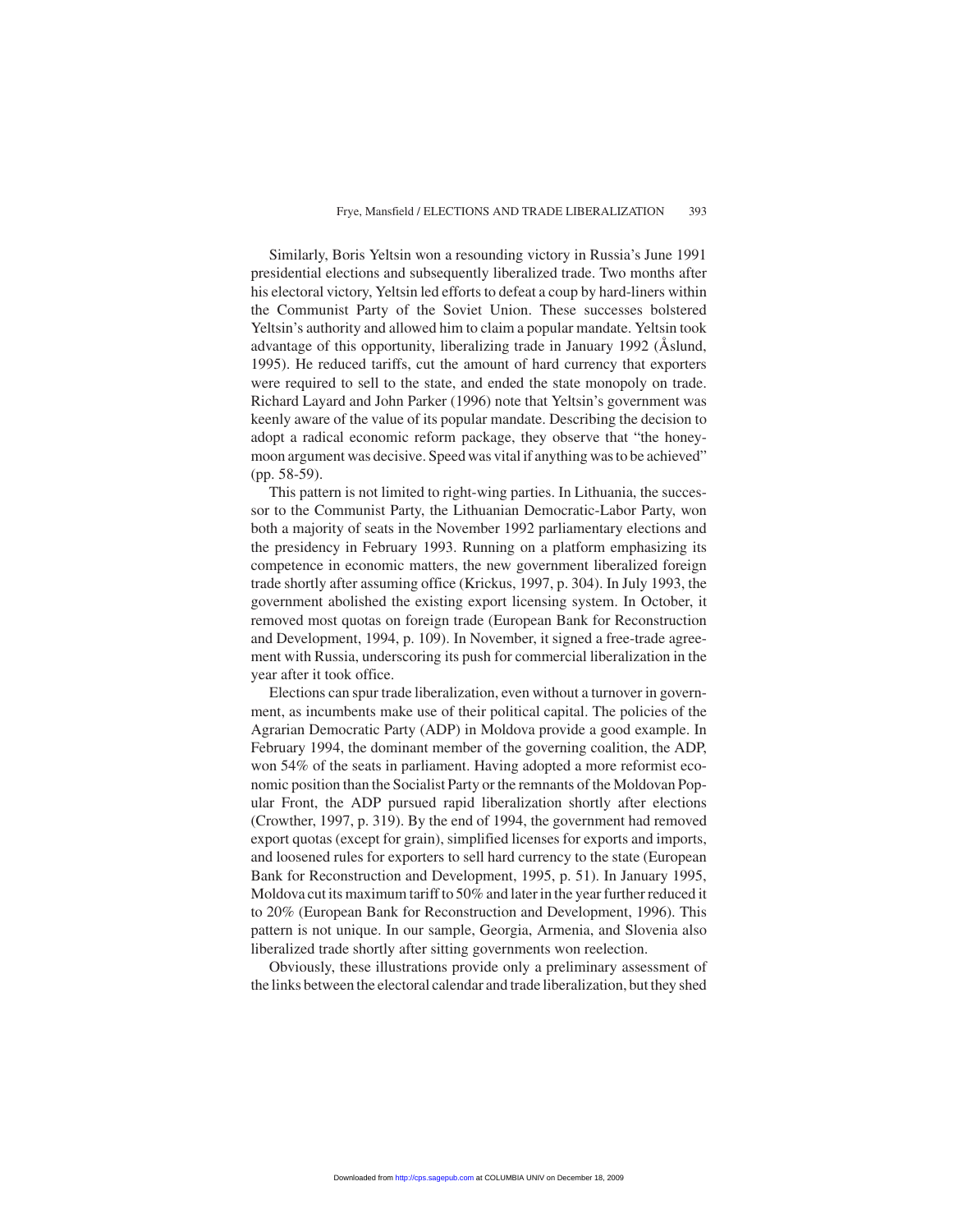Similarly, Boris Yeltsin won a resounding victory in Russia's June 1991 presidential elections and subsequently liberalized trade. Two months after his electoral victory, Yeltsin led efforts to defeat a coup by hard-liners within the Communist Party of the Soviet Union. These successes bolstered Yeltsin's authority and allowed him to claim a popular mandate. Yeltsin took advantage of this opportunity, liberalizing trade in January 1992 (Åslund, 1995). He reduced tariffs, cut the amount of hard currency that exporters were required to sell to the state, and ended the state monopoly on trade. Richard Layard and John Parker (1996) note that Yeltsin's government was keenly aware of the value of its popular mandate. Describing the decision to adopt a radical economic reform package, they observe that "the honeymoon argument was decisive. Speed was vital if anything was to be achieved" (pp. 58-59).

This pattern is not limited to right-wing parties. In Lithuania, the successor to the Communist Party, the Lithuanian Democratic-Labor Party, won both a majority of seats in the November 1992 parliamentary elections and the presidency in February 1993. Running on a platform emphasizing its competence in economic matters, the new government liberalized foreign trade shortly after assuming office (Krickus, 1997, p. 304). In July 1993, the government abolished the existing export licensing system. In October, it removed most quotas on foreign trade (European Bank for Reconstruction and Development, 1994, p. 109). In November, it signed a free-trade agreement with Russia, underscoring its push for commercial liberalization in the year after it took office.

Elections can spur trade liberalization, even without a turnover in government, as incumbents make use of their political capital. The policies of the Agrarian Democratic Party (ADP) in Moldova provide a good example. In February 1994, the dominant member of the governing coalition, the ADP, won 54% of the seats in parliament. Having adopted a more reformist economic position than the Socialist Party or the remnants of the Moldovan Popular Front, the ADP pursued rapid liberalization shortly after elections (Crowther, 1997, p. 319). By the end of 1994, the government had removed export quotas (except for grain), simplified licenses for exports and imports, and loosened rules for exporters to sell hard currency to the state (European Bank for Reconstruction and Development, 1995, p. 51). In January 1995, Moldova cut its maximum tariff to 50% and later in the year further reduced it to 20% (European Bank for Reconstruction and Development, 1996). This pattern is not unique. In our sample, Georgia, Armenia, and Slovenia also liberalized trade shortly after sitting governments won reelection.

Obviously, these illustrations provide only a preliminary assessment of the links between the electoral calendar and trade liberalization, but they shed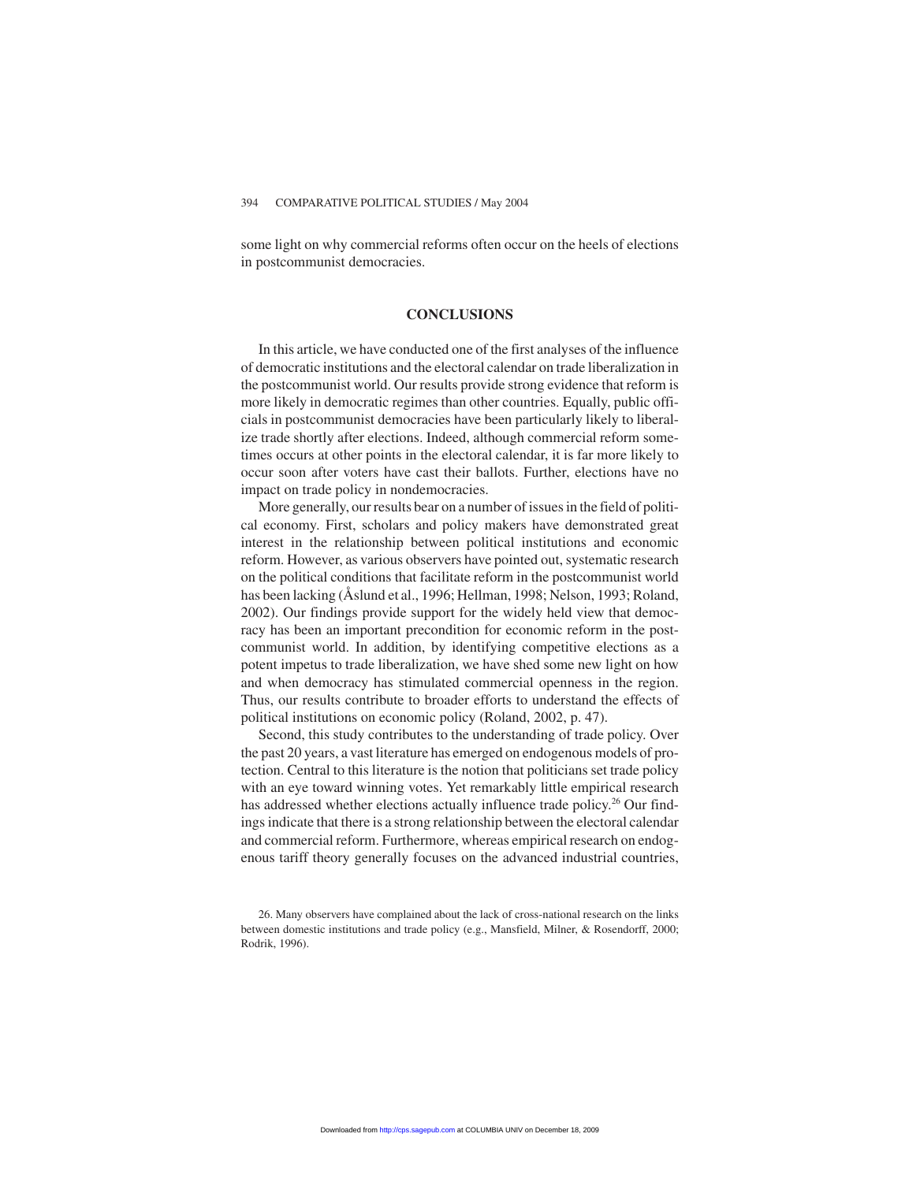some light on why commercial reforms often occur on the heels of elections in postcommunist democracies.

## CONCLUSIONS

In this article, we have conducted one of the first analyses of the influence of democratic institutions and the electoral calendar on trade liberalization in the postcommunist world. Our results provide strong evidence that reform is more likely in democratic regimes than other countries. Equally, public officials in postcommunist democracies have been particularly likely to liberalize trade shortly after elections. Indeed, although commercial reform sometimes occurs at other points in the electoral calendar, it is far more likely to occur soon after voters have cast their ballots. Further, elections have no impact on trade policy in nondemocracies.

More generally, our results bear on a number of issues in the field of political economy. First, scholars and policy makers have demonstrated great interest in the relationship between political institutions and economic reform. However, as various observers have pointed out, systematic research on the political conditions that facilitate reform in the postcommunist world has been lacking (Åslund et al., 1996; Hellman, 1998; Nelson, 1993; Roland, 2002). Our findings provide support for the widely held view that democracy has been an important precondition for economic reform in the postcommunist world. In addition, by identifying competitive elections as a potent impetus to trade liberalization, we have shed some new light on how and when democracy has stimulated commercial openness in the region. Thus, our results contribute to broader efforts to understand the effects of political institutions on economic policy (Roland, 2002, p. 47).

Second, this study contributes to the understanding of trade policy. Over the past 20 years, a vast literature has emerged on endogenous models of protection. Central to this literature is the notion that politicians set trade policy with an eye toward winning votes. Yet remarkably little empirical research has addressed whether elections actually influence trade policy.[26] Our findings indicate that there is a strong relationship between the electoral calendar and commercial reform. Furthermore, whereas empirical research on endogenous tariff theory generally focuses on the advanced industrial countries,

26. Many observers have complained about the lack of cross-national research on the links between domestic institutions and trade policy (e.g., Mansfield, Milner, & Rosendorff, 2000; Rodrik, 1996).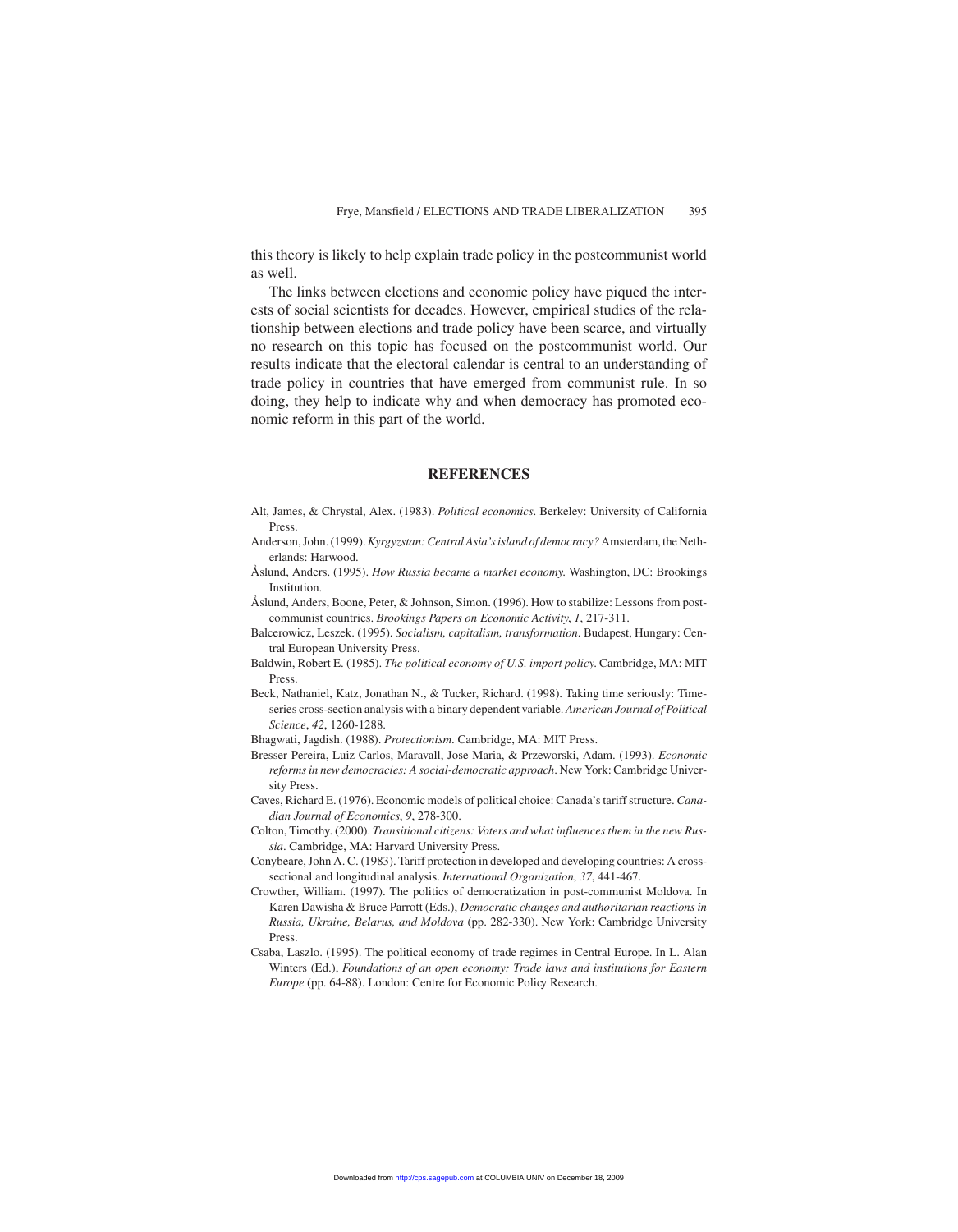this theory is likely to help explain trade policy in the postcommunist world as well.

The links between elections and economic policy have piqued the interests of social scientists for decades. However, empirical studies of the relationship between elections and trade policy have been scarce, and virtually no research on this topic has focused on the postcommunist world. Our results indicate that the electoral calendar is central to an understanding of trade policy in countries that have emerged from communist rule. In so doing, they help to indicate why and when democracy has promoted economic reform in this part of the world.

## REFERENCES

Alt, James, & Chrystal, Alex. (1983). *Political economics*. Berkeley: University of California Press.

Anderson, John. (1999). *Kyrgyzstan: Central Asia's island of democracy?* Amsterdam, the Netherlands: Harwood.

Åslund, Anders. (1995). *How Russia became a market economy.* Washington, DC: Brookings Institution.

Åslund, Anders, Boone, Peter, & Johnson, Simon. (1996). How to stabilize: Lessons from postcommunist countries. *Brookings Papers on Economic Activity*, *1*, 217-311.

Balcerowicz, Leszek. (1995). *Socialism, capitalism, transformation*. Budapest, Hungary: Central European University Press.

Baldwin, Robert E. (1985). *The political economy of U.S. import policy.* Cambridge, MA: MIT Press.

Beck, Nathaniel, Katz, Jonathan N., & Tucker, Richard. (1998). Taking time seriously: Time-series cross-section analysis with a binary dependent variable. *American Journal of Political Science*, *42*, 1260-1288.

Bhagwati, Jagdish. (1988). *Protectionism.* Cambridge, MA: MIT Press.

Bresser Pereira, Luiz Carlos, Maravall, Jose Maria, & Przeworski, Adam. (1993). *Economic reforms in new democracies: A social-democratic approach*. New York: Cambridge University Press.

Caves, Richard E. (1976). Economic models of political choice: Canada's tariff structure. *Canadian Journal of Economics*, *9*, 278-300.

Colton, Timothy. (2000). *Transitional citizens: Voters and what influences them in the new Russia*. Cambridge, MA: Harvard University Press.

Conybeare, John A. C. (1983). Tariff protection in developed and developing countries: A cross-sectional and longitudinal analysis. *International Organization*, *37*, 441-467.

Crowther, William. (1997). The politics of democratization in post-communist Moldova. In Karen Dawisha & Bruce Parrott (Eds.), *Democratic changes and authoritarian reactions in Russia, Ukraine, Belarus, and Moldova* (pp. 282-330). New York: Cambridge University Press.

Csaba, Laszlo. (1995). The political economy of trade regimes in Central Europe. In L. Alan Winters (Ed.), *Foundations of an open economy: Trade laws and institutions for Eastern Europe* (pp. 64-88). London: Centre for Economic Policy Research.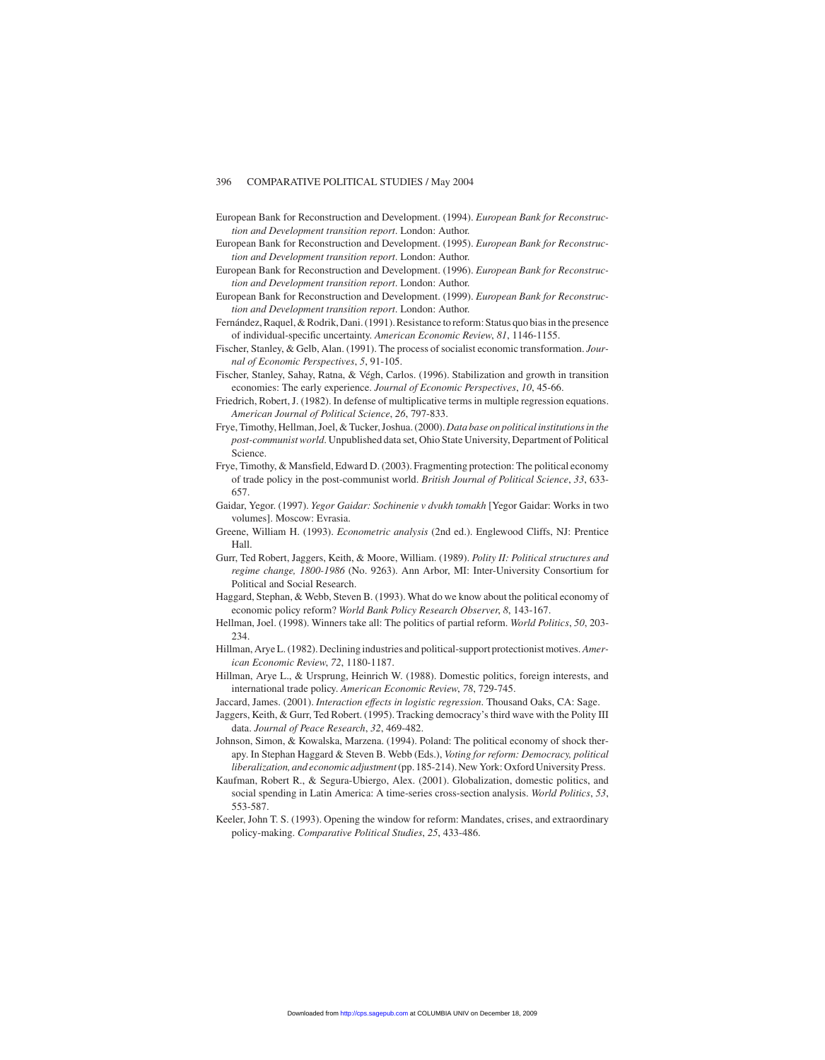European Bank for Reconstruction and Development. (1994). *European Bank for Reconstruction and Development transition report*. London: Author.

European Bank for Reconstruction and Development. (1995). *European Bank for Reconstruction and Development transition report*. London: Author.

European Bank for Reconstruction and Development. (1996). *European Bank for Reconstruction and Development transition report*. London: Author.

European Bank for Reconstruction and Development. (1999). *European Bank for Reconstruction and Development transition report*. London: Author.

Fernández, Raquel, & Rodrik, Dani. (1991). Resistance to reform: Status quo bias in the presence of individual-specific uncertainty. *American Economic Review*, *81*, 1146-1155.

Fischer, Stanley, & Gelb, Alan. (1991). The process of socialist economic transformation. *Journal of Economic Perspectives*, *5*, 91-105.

Fischer, Stanley, Sahay, Ratna, & Végh, Carlos. (1996). Stabilization and growth in transition economies: The early experience. *Journal of Economic Perspectives*, *10*, 45-66.

Friedrich, Robert, J. (1982). In defense of multiplicative terms in multiple regression equations. *American Journal of Political Science*, *26*, 797-833.

Frye, Timothy, Hellman, Joel, & Tucker, Joshua. (2000). *Data base on political institutions in the post-communist world*. Unpublished data set, Ohio State University, Department of Political Science.

Frye, Timothy, & Mansfield, Edward D. (2003). Fragmenting protection: The political economy of trade policy in the post-communist world. *British Journal of Political Science*, *33*, 633-657.

Gaidar, Yegor. (1997). *Yegor Gaidar: Sochinenie v dvukh tomakh* [Yegor Gaidar: Works in two volumes]. Moscow: Evrasia.

Greene, William H. (1993). *Econometric analysis* (2nd ed.). Englewood Cliffs, NJ: Prentice Hall.

Gurr, Ted Robert, Jaggers, Keith, & Moore, William. (1989). *Polity II: Political structures and regime change, 1800-1986* (No. 9263). Ann Arbor, MI: Inter-University Consortium for Political and Social Research.

Haggard, Stephan, & Webb, Steven B. (1993). What do we know about the political economy of economic policy reform? *World Bank Policy Research Observer, 8*, 143-167.

Hellman, Joel. (1998). Winners take all: The politics of partial reform. *World Politics*, *50*, 203-234.

Hillman, Arye L. (1982). Declining industries and political-support protectionist motives. *American Economic Review*, *72*, 1180-1187.

Hillman, Arye L., & Ursprung, Heinrich W. (1988). Domestic politics, foreign interests, and international trade policy. *American Economic Review*, *78*, 729-745.

Jaccard, James. (2001). *Interaction effects in logistic regression*. Thousand Oaks, CA: Sage.

Jaggers, Keith, & Gurr, Ted Robert. (1995). Tracking democracy's third wave with the Polity III data. *Journal of Peace Research*, *32*, 469-482.

Johnson, Simon, & Kowalska, Marzena. (1994). Poland: The political economy of shock therapy. In Stephan Haggard & Steven B. Webb (Eds.), *Voting for reform: Democracy, political liberalization, and economic adjustment* (pp. 185-214). New York: Oxford University Press.

Kaufman, Robert R., & Segura-Ubiergo, Alex. (2001). Globalization, domestic politics, and social spending in Latin America: A time-series cross-section analysis. *World Politics*, *53*, 553-587.

Keeler, John T. S. (1993). Opening the window for reform: Mandates, crises, and extraordinary policy-making. *Comparative Political Studies*, *25*, 433-486.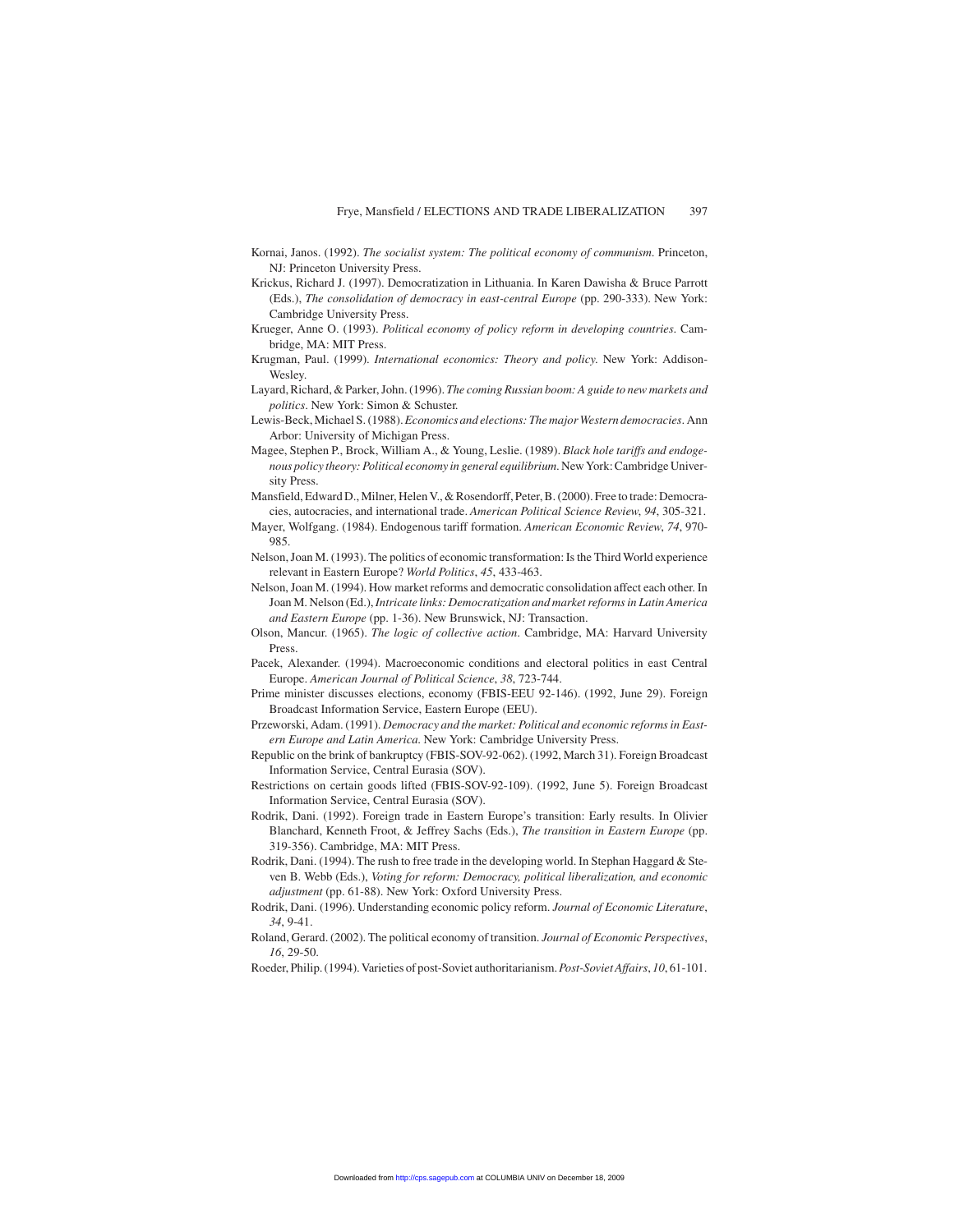Kornai, Janos. (1992). *The socialist system: The political economy of communism*. Princeton, NJ: Princeton University Press.

Krickus, Richard J. (1997). Democratization in Lithuania. In Karen Dawisha & Bruce Parrott (Eds.), *The consolidation of democracy in east-central Europe* (pp. 290-333). New York: Cambridge University Press.

Krueger, Anne O. (1993). *Political economy of policy reform in developing countries*. Cambridge, MA: MIT Press.

Krugman, Paul. (1999). *International economics: Theory and policy*. New York: Addison-Wesley.

Layard, Richard, & Parker, John. (1996). *The coming Russian boom: A guide to new markets and politics*. New York: Simon & Schuster.

Lewis-Beck, Michael S. (1988). *Economics and elections: The major Western democracies*. Ann Arbor: University of Michigan Press.

Magee, Stephen P., Brock, William A., & Young, Leslie. (1989). *Black hole tariffs and endogenous policy theory: Political economy in general equilibrium*. New York: Cambridge University Press.

Mansfield, Edward D., Milner, Helen V., & Rosendorff, Peter, B. (2000). Free to trade: Democracies, autocracies, and international trade. *American Political Science Review*, *94*, 305-321.

Mayer, Wolfgang. (1984). Endogenous tariff formation. *American Economic Review*, *74*, 970-985.

Nelson, Joan M. (1993). The politics of economic transformation: Is the Third World experience relevant in Eastern Europe? *World Politics*, *45*, 433-463.

Nelson, Joan M. (1994). How market reforms and democratic consolidation affect each other. In Joan M. Nelson (Ed.), *Intricate links: Democratization and market reforms in Latin America and Eastern Europe* (pp. 1-36). New Brunswick, NJ: Transaction.

Olson, Mancur. (1965). *The logic of collective action*. Cambridge, MA: Harvard University Press.

Pacek, Alexander. (1994). Macroeconomic conditions and electoral politics in east Central Europe. *American Journal of Political Science*, *38*, 723-744.

Prime minister discusses elections, economy (FBIS-EEU 92-146). (1992, June 29). Foreign Broadcast Information Service, Eastern Europe (EEU).

Przeworski, Adam. (1991). *Democracy and the market: Political and economic reforms in Eastern Europe and Latin America*. New York: Cambridge University Press.

Republic on the brink of bankruptcy (FBIS-SOV-92-062). (1992, March 31). Foreign Broadcast Information Service, Central Eurasia (SOV).

Restrictions on certain goods lifted (FBIS-SOV-92-109). (1992, June 5). Foreign Broadcast Information Service, Central Eurasia (SOV).

Rodrik, Dani. (1992). Foreign trade in Eastern Europe's transition: Early results. In Olivier Blanchard, Kenneth Froot, & Jeffrey Sachs (Eds.), *The transition in Eastern Europe* (pp. 319-356). Cambridge, MA: MIT Press.

Rodrik, Dani. (1994). The rush to free trade in the developing world. In Stephan Haggard & Steven B. Webb (Eds.), *Voting for reform: Democracy, political liberalization, and economic adjustment* (pp. 61-88). New York: Oxford University Press.

Rodrik, Dani. (1996). Understanding economic policy reform. *Journal of Economic Literature*, *34*, 9-41.

Roland, Gerard. (2002). The political economy of transition. *Journal of Economic Perspectives*, *16*, 29-50.

Roeder, Philip. (1994). Varieties of post-Soviet authoritarianism. *Post-Soviet Affairs*, *10*, 61-101.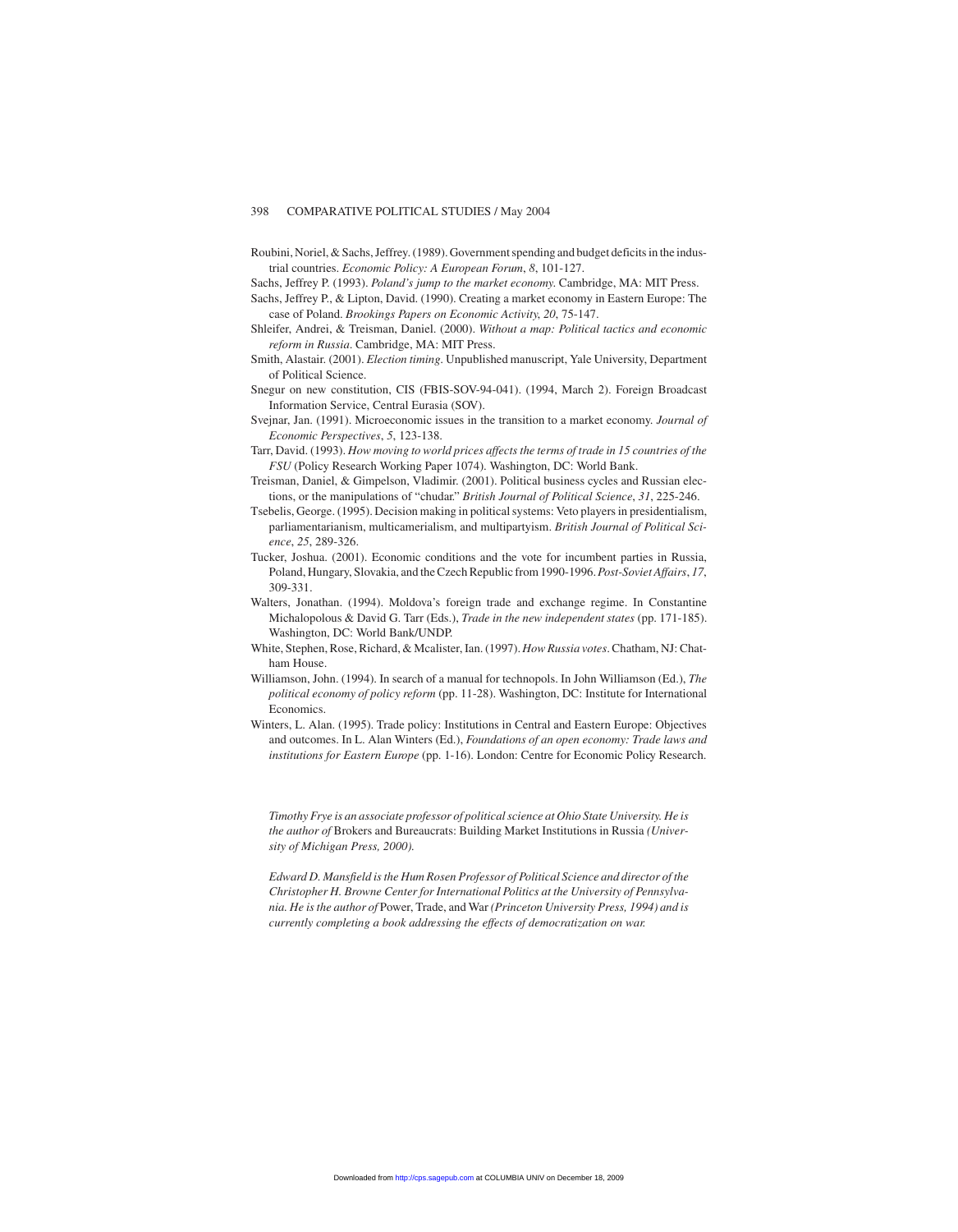Roubini, Noriel, & Sachs, Jeffrey. (1989). Government spending and budget deficits in the industrial countries. *Economic Policy: A European Forum*, *8*, 101-127.

Sachs, Jeffrey P. (1993). *Poland's jump to the market economy.* Cambridge, MA: MIT Press.

Sachs, Jeffrey P., & Lipton, David. (1990). Creating a market economy in Eastern Europe: The case of Poland. *Brookings Papers on Economic Activity*, *20*, 75-147.

Shleifer, Andrei, & Treisman, Daniel. (2000). *Without a map: Political tactics and economic reform in Russia*. Cambridge, MA: MIT Press.

Smith, Alastair. (2001). *Election timing*. Unpublished manuscript, Yale University, Department of Political Science.

Snegur on new constitution, CIS (FBIS-SOV-94-041). (1994, March 2). Foreign Broadcast Information Service, Central Eurasia (SOV).

Svejnar, Jan. (1991). Microeconomic issues in the transition to a market economy. *Journal of Economic Perspectives*, *5*, 123-138.

Tarr, David. (1993). *How moving to world prices affects the terms of trade in 15 countries of the FSU* (Policy Research Working Paper 1074). Washington, DC: World Bank.

Treisman, Daniel, & Gimpelson, Vladimir. (2001). Political business cycles and Russian elections, or the manipulations of "chudar." *British Journal of Political Science*, *31*, 225-246.

Tsebelis, George. (1995). Decision making in political systems: Veto players in presidentialism, parliamentarianism, multicamerialism, and multipartyism. *British Journal of Political Science*, *25*, 289-326.

Tucker, Joshua. (2001). Economic conditions and the vote for incumbent parties in Russia, Poland, Hungary, Slovakia, and the Czech Republic from 1990-1996. *Post-Soviet Affairs*, *17*, 309-331.

Walters, Jonathan. (1994). Moldova's foreign trade and exchange regime. In Constantine Michalopolous & David G. Tarr (Eds.), *Trade in the new independent states* (pp. 171-185). Washington, DC: World Bank/UNDP.

White, Stephen, Rose, Richard, & Mcalister, Ian. (1997). *How Russia votes*. Chatham, NJ: Chatham House.

Williamson, John. (1994). In search of a manual for technopols. In John Williamson (Ed.), *The political economy of policy reform* (pp. 11-28). Washington, DC: Institute for International Economics.

Winters, L. Alan. (1995). Trade policy: Institutions in Central and Eastern Europe: Objectives and outcomes. In L. Alan Winters (Ed.), *Foundations of an open economy: Trade laws and institutions for Eastern Europe* (pp. 1-16). London: Centre for Economic Policy Research.

*Timothy Frye is an associate professor of political science at Ohio State University. He is the author of* Brokers and Bureaucrats: Building Market Institutions in Russia *(University of Michigan Press, 2000).*

*Edward D. Mansfield is the Hum Rosen Professor of Political Science and director of the Christopher H. Browne Center for International Politics at the University of Pennsylvania. He is the author of* Power, Trade, and War *(Princeton University Press, 1994) and is currently completing a book addressing the effects of democratization on war.*